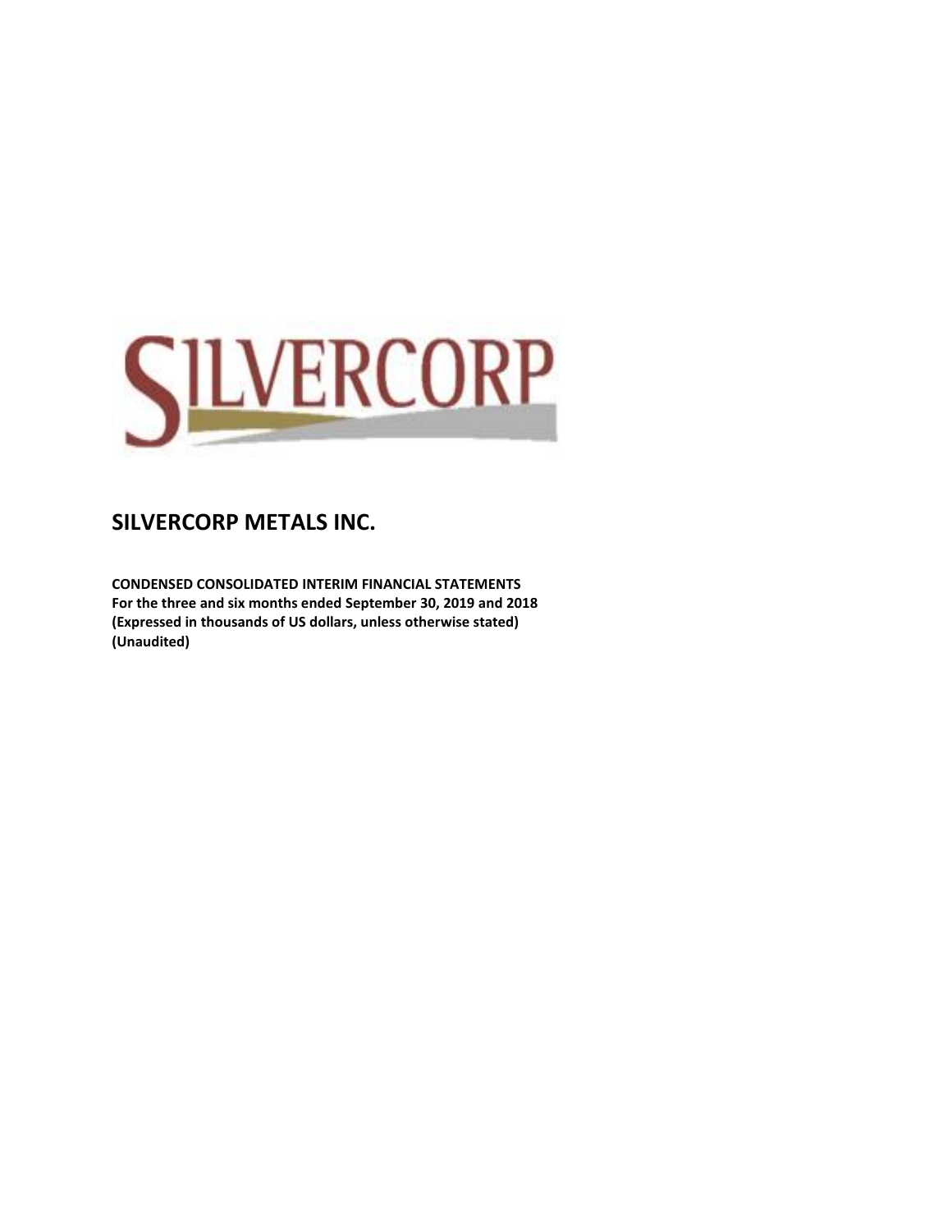SILVERCORP

# SILVERCORP METALS INC.

**CONDENSED CONSOLIDATED INTERIM FINANCIAL STATEMENTS**
**For the three and six months ended September 30, 2019 and 2018**
**(Expressed in thousands of US dollars, unless otherwise stated)**
**(Unaudited)**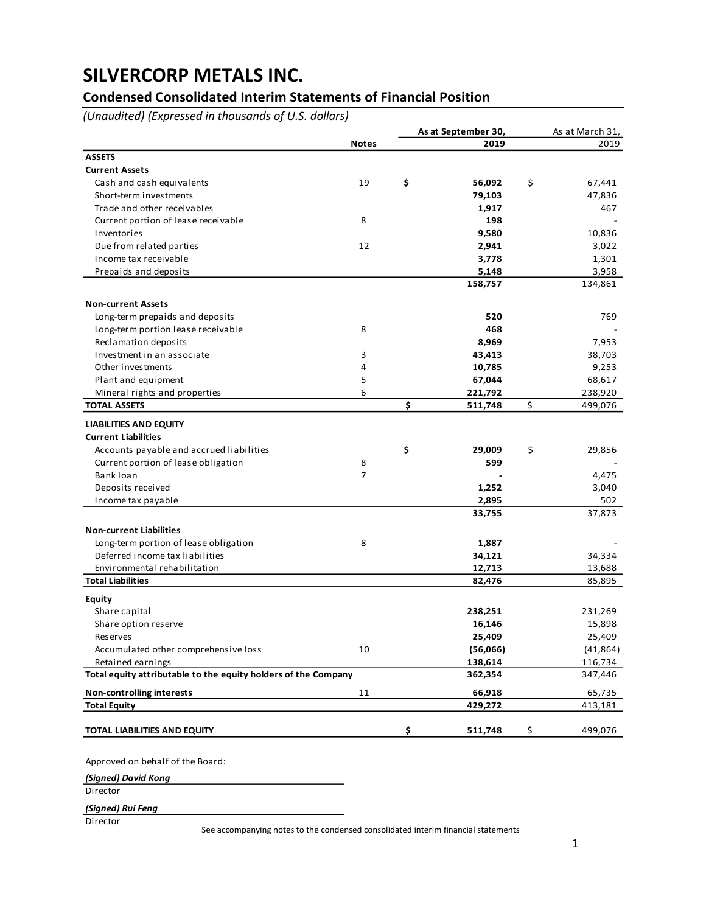# SILVERCORP METALS INC.

## Condensed Consolidated Interim Statements of Financial Position

*(Unaudited) (Expressed in thousands of U.S. dollars)*

| | Notes | As at September 30, 2019 | As at March 31, 2019 |
|---|---|---|---|
| **ASSETS** | | | |
| **Current Assets** | | | |
| Cash and cash equivalents | 19 | **$ 56,092** | $ 67,441 |
| Short-term investments | | **79,103** | 47,836 |
| Trade and other receivables | | **1,917** | 467 |
| Current portion of lease receivable | 8 | **198** | - |
| Inventories | | **9,580** | 10,836 |
| Due from related parties | 12 | **2,941** | 3,022 |
| Income tax receivable | | **3,778** | 1,301 |
| Prepaids and deposits | | **5,148** | 3,958 |
| | | **158,757** | 134,861 |
| **Non-current Assets** | | | |
| Long-term prepaids and deposits | | **520** | 769 |
| Long-term portion lease receivable | 8 | **468** | - |
| Reclamation deposits | | **8,969** | 7,953 |
| Investment in an associate | 3 | **43,413** | 38,703 |
| Other investments | 4 | **10,785** | 9,253 |
| Plant and equipment | 5 | **67,044** | 68,617 |
| Mineral rights and properties | 6 | **221,792** | 238,920 |
| **TOTAL ASSETS** | | **$ 511,748** | $ 499,076 |
| **LIABILITIES AND EQUITY** | | | |
| **Current Liabilities** | | | |
| Accounts payable and accrued liabilities | | **$ 29,009** | $ 29,856 |
| Current portion of lease obligation | 8 | **599** | - |
| Bank loan | 7 | **-** | 4,475 |
| Deposits received | | **1,252** | 3,040 |
| Income tax payable | | **2,895** | 502 |
| | | **33,755** | 37,873 |
| **Non-current Liabilities** | | | |
| Long-term portion of lease obligation | 8 | **1,887** | - |
| Deferred income tax liabilities | | **34,121** | 34,334 |
| Environmental rehabilitation | | **12,713** | 13,688 |
| **Total Liabilities** | | **82,476** | 85,895 |
| **Equity** | | | |
| Share capital | | **238,251** | 231,269 |
| Share option reserve | | **16,146** | 15,898 |
| Reserves | | **25,409** | 25,409 |
| Accumulated other comprehensive loss | 10 | **(56,066)** | (41,864) |
| Retained earnings | | **138,614** | 116,734 |
| **Total equity attributable to the equity holders of the Company** | | **362,354** | 347,446 |
| **Non-controlling interests** | 11 | **66,918** | 65,735 |
| **Total Equity** | | **429,272** | 413,181 |
| **TOTAL LIABILITIES AND EQUITY** | | **$ 511,748** | $ 499,076 |

Approved on behalf of the Board:

***(Signed) David Kong***

Director

***(Signed) Rui Feng***

Director

See accompanying notes to the condensed consolidated interim financial statements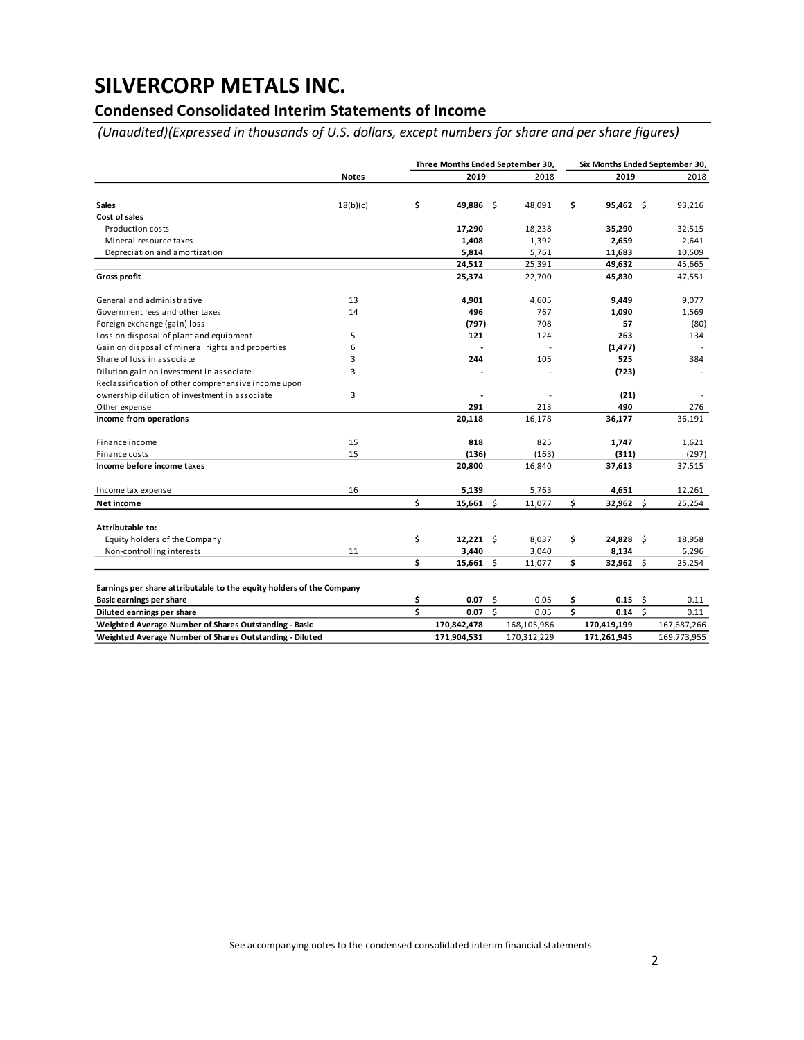# SILVERCORP METALS INC.

## Condensed Consolidated Interim Statements of Income

*(Unaudited)(Expressed in thousands of U.S. dollars, except numbers for share and per share figures)*

| | Notes | Three Months Ended September 30, 2019 | Three Months Ended September 30, 2018 | Six Months Ended September 30, 2019 | Six Months Ended September 30, 2018 |
|---|---|---|---|---|---|
| **Sales** | 18(b)(c) | **$ 49,886** | $ 48,091 | **$ 95,462** | $ 93,216 |
| **Cost of sales** | | | | | |
| Production costs | | **17,290** | 18,238 | **35,290** | 32,515 |
| Mineral resource taxes | | **1,408** | 1,392 | **2,659** | 2,641 |
| Depreciation and amortization | | **5,814** | 5,761 | **11,683** | 10,509 |
| | | **24,512** | 25,391 | **49,632** | 45,665 |
| **Gross profit** | | **25,374** | 22,700 | **45,830** | 47,551 |
| General and administrative | 13 | **4,901** | 4,605 | **9,449** | 9,077 |
| Government fees and other taxes | 14 | **496** | 767 | **1,090** | 1,569 |
| Foreign exchange (gain) loss | | **(797)** | 708 | **57** | (80) |
| Loss on disposal of plant and equipment | 5 | **121** | 124 | **263** | 134 |
| Gain on disposal of mineral rights and properties | 6 | **-** | - | **(1,477)** | - |
| Share of loss in associate | 3 | **244** | 105 | **525** | 384 |
| Dilution gain on investment in associate | 3 | **-** | - | **(723)** | - |
| Reclassification of other comprehensive income upon ownership dilution of investment in associate | 3 | **-** | - | **(21)** | - |
| Other expense | | **291** | 213 | **490** | 276 |
| **Income from operations** | | **20,118** | 16,178 | **36,177** | 36,191 |
| Finance income | 15 | **818** | 825 | **1,747** | 1,621 |
| Finance costs | 15 | **(136)** | (163) | **(311)** | (297) |
| **Income before income taxes** | | **20,800** | 16,840 | **37,613** | 37,515 |
| Income tax expense | 16 | **5,139** | 5,763 | **4,651** | 12,261 |
| **Net income** | | **$ 15,661** | $ 11,077 | **$ 32,962** | $ 25,254 |
| **Attributable to:** | | | | | |
| Equity holders of the Company | | **$ 12,221** | $ 8,037 | **$ 24,828** | $ 18,958 |
| Non-controlling interests | 11 | **3,440** | 3,040 | **8,134** | 6,296 |
| | | **$ 15,661** | $ 11,077 | **$ 32,962** | $ 25,254 |
| **Earnings per share attributable to the equity holders of the Company** | | | | | |
| **Basic earnings per share** | | **$ 0.07** | $ 0.05 | **$ 0.15** | $ 0.11 |
| **Diluted earnings per share** | | **$ 0.07** | $ 0.05 | **$ 0.14** | $ 0.11 |
| **Weighted Average Number of Shares Outstanding - Basic** | | **170,842,478** | 168,105,986 | **170,419,199** | 167,687,266 |
| **Weighted Average Number of Shares Outstanding - Diluted** | | **171,904,531** | 170,312,229 | **171,261,945** | 169,773,955 |

See accompanying notes to the condensed consolidated interim financial statements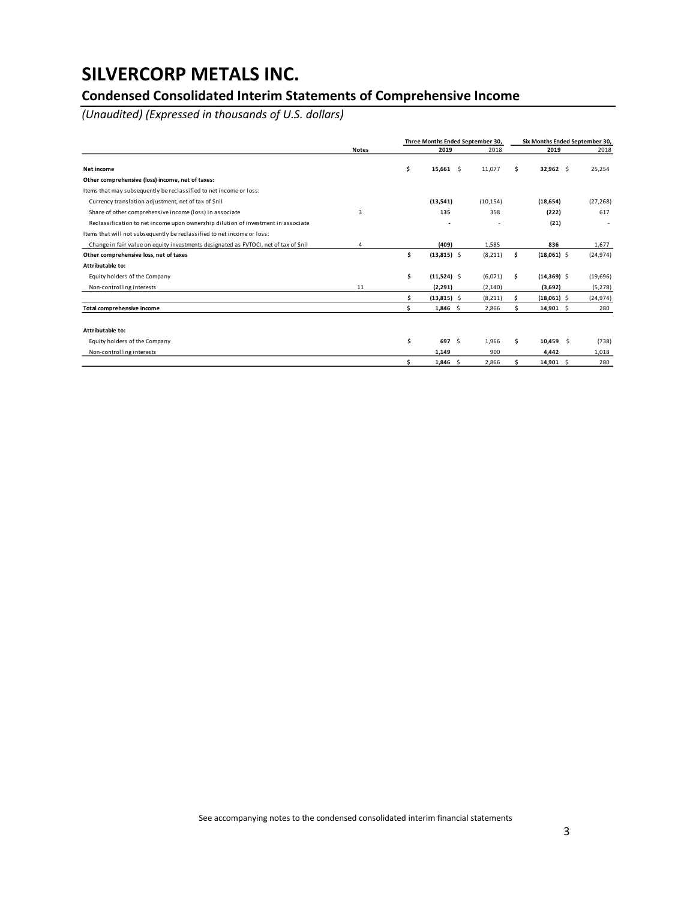# SILVERCORP METALS INC.

## Condensed Consolidated Interim Statements of Comprehensive Income

*(Unaudited) (Expressed in thousands of U.S. dollars)*

| | | Three Months Ended September 30, | | Six Months Ended September 30, | |
|---|---|---|---|---|---|
| | Notes | 2019 | 2018 | 2019 | 2018 |
| **Net income** | | $ **15,661** | $ 11,077 | $ **32,962** | $ 25,254 |
| **Other comprehensive (loss) income, net of taxes:** | | | | | |
| Items that may subsequently be reclassified to net income or loss: | | | | | |
| Currency translation adjustment, net of tax of $nil | | **(13,541)** | (10,154) | **(18,654)** | (27,268) |
| Share of other comprehensive income (loss) in associate | 3 | **135** | 358 | **(222)** | 617 |
| Reclassification to net income upon ownership dilution of investment in associate | | **-** | - | **(21)** | - |
| Items that will not subsequently be reclassified to net income or loss: | | | | | |
| Change in fair value on equity investments designated as FVTOCI, net of tax of $nil | 4 | **(409)** | 1,585 | **836** | 1,677 |
| **Other comprehensive loss, net of taxes** | | $ **(13,815)** | $ (8,211) | $ **(18,061)** | $ (24,974) |
| **Attributable to:** | | | | | |
| Equity holders of the Company | | $ **(11,524)** | $ (6,071) | $ **(14,369)** | $ (19,696) |
| Non-controlling interests | 11 | **(2,291)** | (2,140) | **(3,692)** | (5,278) |
| | | $ **(13,815)** | $ (8,211) | $ **(18,061)** | $ (24,974) |
| **Total comprehensive income** | | $ **1,846** | $ 2,866 | $ **14,901** | $ 280 |
| | | | | | |
| **Attributable to:** | | | | | |
| Equity holders of the Company | | $ **697** | $ 1,966 | $ **10,459** | $ (738) |
| Non-controlling interests | | **1,149** | 900 | **4,442** | 1,018 |
| | | $ **1,846** | $ 2,866 | $ **14,901** | $ 280 |

See accompanying notes to the condensed consolidated interim financial statements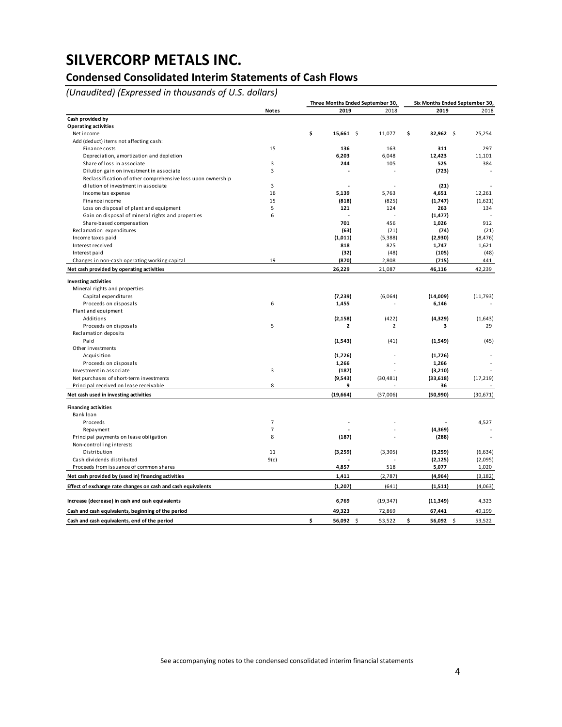# SILVERCORP METALS INC.

## Condensed Consolidated Interim Statements of Cash Flows

*(Unaudited) (Expressed in thousands of U.S. dollars)*

| | Notes | Three Months Ended September 30, 2019 | Three Months Ended September 30, 2018 | Six Months Ended September 30, 2019 | Six Months Ended September 30, 2018 |
|---|---|---|---|---|---|
| **Cash provided by** | | | | | |
| **Operating activities** | | | | | |
| Net income | | **$ 15,661** | $ 11,077 | **$ 32,962** | $ 25,254 |
| Add (deduct) items not affecting cash: | | | | | |
| Finance costs | 15 | **136** | 163 | **311** | 297 |
| Depreciation, amortization and depletion | | **6,203** | 6,048 | **12,423** | 11,101 |
| Share of loss in associate | 3 | **244** | 105 | **525** | 384 |
| Dilution gain on investment in associate | 3 | **-** | - | **(723)** | - |
| Reclassification of other comprehensive loss upon ownership dilution of investment in associate | 3 | **-** | - | **(21)** | - |
| Income tax expense | 16 | **5,139** | 5,763 | **4,651** | 12,261 |
| Finance income | 15 | **(818)** | (825) | **(1,747)** | (1,621) |
| Loss on disposal of plant and equipment | 5 | **121** | 124 | **263** | 134 |
| Gain on disposal of mineral rights and properties | 6 | **-** | - | **(1,477)** | - |
| Share-based compensation | | **701** | 456 | **1,026** | 912 |
| Reclamation expenditures | | **(63)** | (21) | **(74)** | (21) |
| Income taxes paid | | **(1,011)** | (5,388) | **(2,930)** | (8,476) |
| Interest received | | **818** | 825 | **1,747** | 1,621 |
| Interest paid | | **(32)** | (48) | **(105)** | (48) |
| Changes in non-cash operating working capital | 19 | **(870)** | 2,808 | **(715)** | 441 |
| **Net cash provided by operating activities** | | **26,229** | 21,087 | **46,116** | 42,239 |
| **Investing activities** | | | | | |
| Mineral rights and properties | | | | | |
| Capital expenditures | | **(7,239)** | (6,064) | **(14,009)** | (11,793) |
| Proceeds on disposals | 6 | **1,455** | - | **6,146** | - |
| Plant and equipment | | | | | |
| Additions | | **(2,158)** | (422) | **(4,329)** | (1,643) |
| Proceeds on disposals | 5 | **2** | 2 | **3** | 29 |
| Reclamation deposits | | | | | |
| Paid | | **(1,543)** | (41) | **(1,549)** | (45) |
| Other investments | | | | | |
| Acquisition | | **(1,726)** | - | **(1,726)** | - |
| Proceeds on disposals | | **1,266** | - | **1,266** | - |
| Investment in associate | 3 | **(187)** | - | **(3,210)** | - |
| Net purchases of short-term investments | | **(9,543)** | (30,481) | **(33,618)** | (17,219) |
| Principal received on lease receivable | 8 | **9** | - | **36** | - |
| **Net cash used in investing activities** | | **(19,664)** | (37,006) | **(50,990)** | (30,671) |
| **Financing activities** | | | | | |
| Bank loan | | | | | |
| Proceeds | 7 | **-** | - | **-** | 4,527 |
| Repayment | 7 | **-** | - | **(4,369)** | - |
| Principal payments on lease obligation | 8 | **(187)** | - | **(288)** | - |
| Non-controlling interests | | | | | |
| Distribution | 11 | **(3,259)** | (3,305) | **(3,259)** | (6,634) |
| Cash dividends distributed | 9(c) | **-** | - | **(2,125)** | (2,095) |
| Proceeds from issuance of common shares | | **4,857** | 518 | **5,077** | 1,020 |
| **Net cash provided by (used in) financing activities** | | **1,411** | (2,787) | **(4,964)** | (3,182) |
| **Effect of exchange rate changes on cash and cash equivalents** | | **(1,207)** | (641) | **(1,511)** | (4,063) |
| **Increase (decrease) in cash and cash equivalents** | | **6,769** | (19,347) | **(11,349)** | 4,323 |
| **Cash and cash equivalents, beginning of the period** | | **49,323** | 72,869 | **67,441** | 49,199 |
| **Cash and cash equivalents, end of the period** | | **$ 56,092** | $ 53,522 | **$ 56,092** | $ 53,522 |

See accompanying notes to the condensed consolidated interim financial statements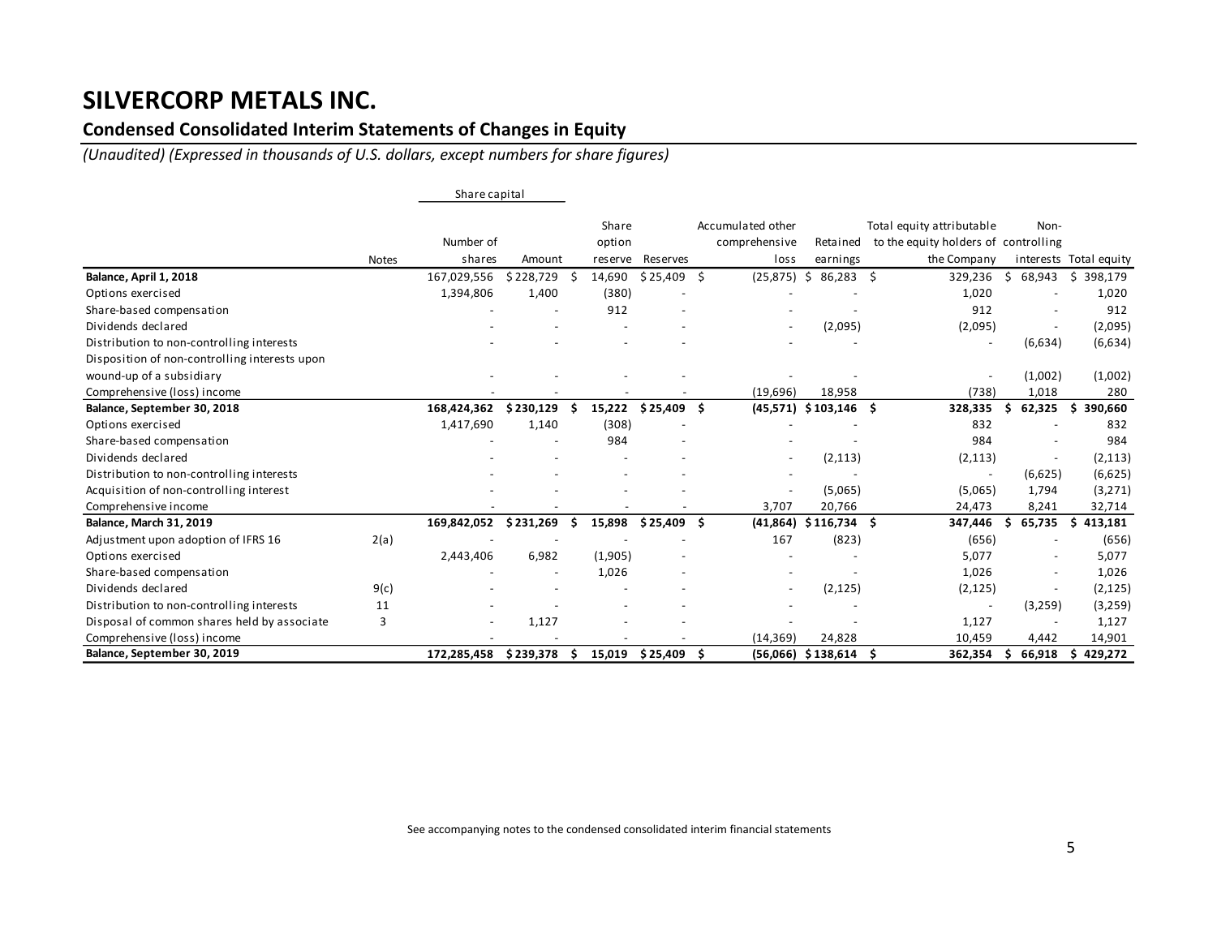# SILVERCORP METALS INC.

## Condensed Consolidated Interim Statements of Changes in Equity

*(Unaudited) (Expressed in thousands of U.S. dollars, except numbers for share figures)*

| | Notes | Share capital | | Share option reserve | Reserves | Accumulated other comprehensive loss | Retained earnings | Total equity attributable to the equity holders of the Company | Non-controlling interests | Total equity |
|---|---|---|---|---|---|---|---|---|---|---|
| | | Number of shares | Amount | | | | | | | |
| **Balance, April 1, 2018** | | 167,029,556 | $ 228,729 | $ 14,690 | $ 25,409 | $ (25,875) | $ 86,283 | $ 329,236 | $ 68,943 | $ 398,179 |
| Options exercised | | 1,394,806 | 1,400 | (380) | - | - | - | 1,020 | - | 1,020 |
| Share-based compensation | | - | - | 912 | - | - | - | 912 | - | 912 |
| Dividends declared | | - | - | - | - | - | (2,095) | (2,095) | - | (2,095) |
| Distribution to non-controlling interests | | - | - | - | - | - | - | - | (6,634) | (6,634) |
| Disposition of non-controlling interests upon wound-up of a subsidiary | | - | - | - | - | - | - | - | (1,002) | (1,002) |
| Comprehensive (loss) income | | - | - | - | - | (19,696) | 18,958 | (738) | 1,018 | 280 |
| **Balance, September 30, 2018** | | **168,424,362** | **$ 230,129** | **$ 15,222** | **$ 25,409** | **$ (45,571)** | **$ 103,146** | **$ 328,335** | **$ 62,325** | **$ 390,660** |
| Options exercised | | 1,417,690 | 1,140 | (308) | - | - | - | 832 | - | 832 |
| Share-based compensation | | - | - | 984 | - | - | - | 984 | - | 984 |
| Dividends declared | | - | - | - | - | - | (2,113) | (2,113) | - | (2,113) |
| Distribution to non-controlling interests | | - | - | - | - | - | - | - | (6,625) | (6,625) |
| Acquisition of non-controlling interest | | - | - | - | - | - | (5,065) | (5,065) | 1,794 | (3,271) |
| Comprehensive income | | - | - | - | - | 3,707 | 20,766 | 24,473 | 8,241 | 32,714 |
| **Balance, March 31, 2019** | | **169,842,052** | **$ 231,269** | **$ 15,898** | **$ 25,409** | **$ (41,864)** | **$ 116,734** | **$ 347,446** | **$ 65,735** | **$ 413,181** |
| Adjustment upon adoption of IFRS 16 | 2(a) | - | - | - | - | 167 | (823) | (656) | - | (656) |
| Options exercised | | 2,443,406 | 6,982 | (1,905) | - | - | - | 5,077 | - | 5,077 |
| Share-based compensation | | - | - | 1,026 | - | - | - | 1,026 | - | 1,026 |
| Dividends declared | 9(c) | - | - | - | - | - | (2,125) | (2,125) | - | (2,125) |
| Distribution to non-controlling interests | 11 | - | - | - | - | - | - | - | (3,259) | (3,259) |
| Disposal of common shares held by associate | 3 | - | 1,127 | - | - | - | - | 1,127 | - | 1,127 |
| Comprehensive (loss) income | | - | - | - | - | (14,369) | 24,828 | 10,459 | 4,442 | 14,901 |
| **Balance, September 30, 2019** | | **172,285,458** | **$ 239,378** | **$ 15,019** | **$ 25,409** | **$ (56,066)** | **$ 138,614** | **$ 362,354** | **$ 66,918** | **$ 429,272** |

See accompanying notes to the condensed consolidated interim financial statements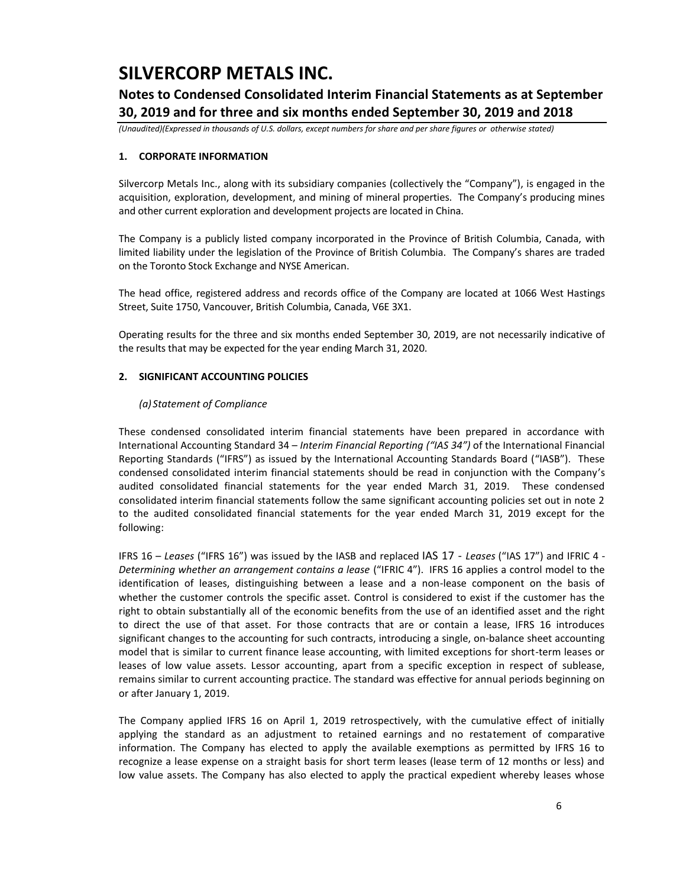# SILVERCORP METALS INC.

## Notes to Condensed Consolidated Interim Financial Statements as at September 30, 2019 and for three and six months ended September 30, 2019 and 2018

*(Unaudited)(Expressed in thousands of U.S. dollars, except numbers for share and per share figures or otherwise stated)*

### 1. CORPORATE INFORMATION

Silvercorp Metals Inc., along with its subsidiary companies (collectively the "Company"), is engaged in the acquisition, exploration, development, and mining of mineral properties. The Company's producing mines and other current exploration and development projects are located in China.

The Company is a publicly listed company incorporated in the Province of British Columbia, Canada, with limited liability under the legislation of the Province of British Columbia. The Company's shares are traded on the Toronto Stock Exchange and NYSE American.

The head office, registered address and records office of the Company are located at 1066 West Hastings Street, Suite 1750, Vancouver, British Columbia, Canada, V6E 3X1.

Operating results for the three and six months ended September 30, 2019, are not necessarily indicative of the results that may be expected for the year ending March 31, 2020.

### 2. SIGNIFICANT ACCOUNTING POLICIES

*(a) Statement of Compliance*

These condensed consolidated interim financial statements have been prepared in accordance with International Accounting Standard 34 – *Interim Financial Reporting ("IAS 34")* of the International Financial Reporting Standards ("IFRS") as issued by the International Accounting Standards Board ("IASB"). These condensed consolidated interim financial statements should be read in conjunction with the Company's audited consolidated financial statements for the year ended March 31, 2019. These condensed consolidated interim financial statements follow the same significant accounting policies set out in note 2 to the audited consolidated financial statements for the year ended March 31, 2019 except for the following:

IFRS 16 – *Leases* ("IFRS 16") was issued by the IASB and replaced IAS 17 - *Leases* ("IAS 17") and IFRIC 4 - *Determining whether an arrangement contains a lease* ("IFRIC 4"). IFRS 16 applies a control model to the identification of leases, distinguishing between a lease and a non-lease component on the basis of whether the customer controls the specific asset. Control is considered to exist if the customer has the right to obtain substantially all of the economic benefits from the use of an identified asset and the right to direct the use of that asset. For those contracts that are or contain a lease, IFRS 16 introduces significant changes to the accounting for such contracts, introducing a single, on-balance sheet accounting model that is similar to current finance lease accounting, with limited exceptions for short-term leases or leases of low value assets. Lessor accounting, apart from a specific exception in respect of sublease, remains similar to current accounting practice. The standard was effective for annual periods beginning on or after January 1, 2019.

The Company applied IFRS 16 on April 1, 2019 retrospectively, with the cumulative effect of initially applying the standard as an adjustment to retained earnings and no restatement of comparative information. The Company has elected to apply the available exemptions as permitted by IFRS 16 to recognize a lease expense on a straight basis for short term leases (lease term of 12 months or less) and low value assets. The Company has also elected to apply the practical expedient whereby leases whose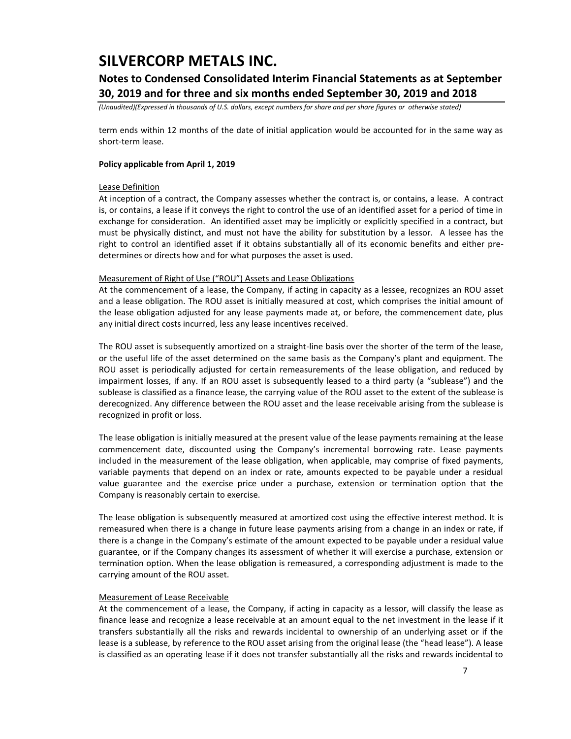term ends within 12 months of the date of initial application would be accounted for in the same way as short-term lease.

**Policy applicable from April 1, 2019**

Lease Definition

At inception of a contract, the Company assesses whether the contract is, or contains, a lease. A contract is, or contains, a lease if it conveys the right to control the use of an identified asset for a period of time in exchange for consideration. An identified asset may be implicitly or explicitly specified in a contract, but must be physically distinct, and must not have the ability for substitution by a lessor. A lessee has the right to control an identified asset if it obtains substantially all of its economic benefits and either pre-determines or directs how and for what purposes the asset is used.

Measurement of Right of Use ("ROU") Assets and Lease Obligations

At the commencement of a lease, the Company, if acting in capacity as a lessee, recognizes an ROU asset and a lease obligation. The ROU asset is initially measured at cost, which comprises the initial amount of the lease obligation adjusted for any lease payments made at, or before, the commencement date, plus any initial direct costs incurred, less any lease incentives received.

The ROU asset is subsequently amortized on a straight-line basis over the shorter of the term of the lease, or the useful life of the asset determined on the same basis as the Company's plant and equipment. The ROU asset is periodically adjusted for certain remeasurements of the lease obligation, and reduced by impairment losses, if any. If an ROU asset is subsequently leased to a third party (a "sublease") and the sublease is classified as a finance lease, the carrying value of the ROU asset to the extent of the sublease is derecognized. Any difference between the ROU asset and the lease receivable arising from the sublease is recognized in profit or loss.

The lease obligation is initially measured at the present value of the lease payments remaining at the lease commencement date, discounted using the Company's incremental borrowing rate. Lease payments included in the measurement of the lease obligation, when applicable, may comprise of fixed payments, variable payments that depend on an index or rate, amounts expected to be payable under a residual value guarantee and the exercise price under a purchase, extension or termination option that the Company is reasonably certain to exercise.

The lease obligation is subsequently measured at amortized cost using the effective interest method. It is remeasured when there is a change in future lease payments arising from a change in an index or rate, if there is a change in the Company's estimate of the amount expected to be payable under a residual value guarantee, or if the Company changes its assessment of whether it will exercise a purchase, extension or termination option. When the lease obligation is remeasured, a corresponding adjustment is made to the carrying amount of the ROU asset.

Measurement of Lease Receivable

At the commencement of a lease, the Company, if acting in capacity as a lessor, will classify the lease as finance lease and recognize a lease receivable at an amount equal to the net investment in the lease if it transfers substantially all the risks and rewards incidental to ownership of an underlying asset or if the lease is a sublease, by reference to the ROU asset arising from the original lease (the "head lease"). A lease is classified as an operating lease if it does not transfer substantially all the risks and rewards incidental to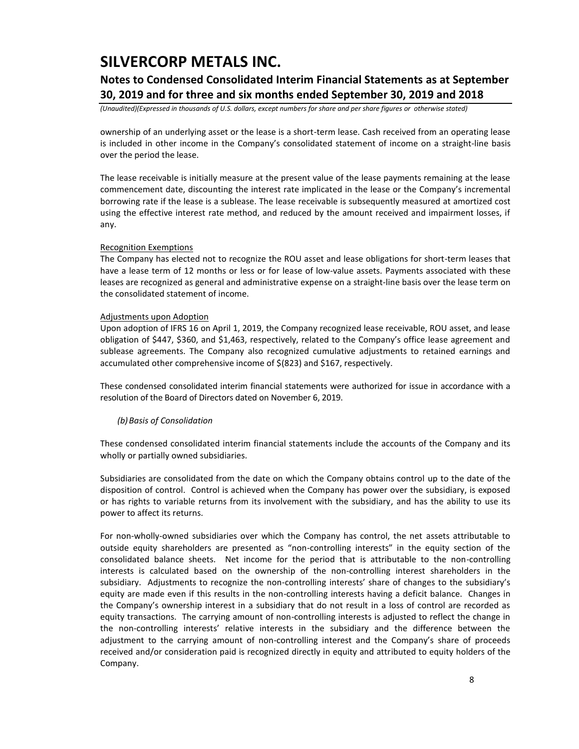ownership of an underlying asset or the lease is a short-term lease. Cash received from an operating lease is included in other income in the Company's consolidated statement of income on a straight-line basis over the period the lease.

The lease receivable is initially measure at the present value of the lease payments remaining at the lease commencement date, discounting the interest rate implicated in the lease or the Company's incremental borrowing rate if the lease is a sublease. The lease receivable is subsequently measured at amortized cost using the effective interest rate method, and reduced by the amount received and impairment losses, if any.

Recognition Exemptions

The Company has elected not to recognize the ROU asset and lease obligations for short-term leases that have a lease term of 12 months or less or for lease of low-value assets. Payments associated with these leases are recognized as general and administrative expense on a straight-line basis over the lease term on the consolidated statement of income.

Adjustments upon Adoption

Upon adoption of IFRS 16 on April 1, 2019, the Company recognized lease receivable, ROU asset, and lease obligation of $447, $360, and $1,463, respectively, related to the Company's office lease agreement and sublease agreements. The Company also recognized cumulative adjustments to retained earnings and accumulated other comprehensive income of $(823) and $167, respectively.

These condensed consolidated interim financial statements were authorized for issue in accordance with a resolution of the Board of Directors dated on November 6, 2019.

*(b) Basis of Consolidation*

These condensed consolidated interim financial statements include the accounts of the Company and its wholly or partially owned subsidiaries.

Subsidiaries are consolidated from the date on which the Company obtains control up to the date of the disposition of control. Control is achieved when the Company has power over the subsidiary, is exposed or has rights to variable returns from its involvement with the subsidiary, and has the ability to use its power to affect its returns.

For non-wholly-owned subsidiaries over which the Company has control, the net assets attributable to outside equity shareholders are presented as "non-controlling interests" in the equity section of the consolidated balance sheets. Net income for the period that is attributable to the non-controlling interests is calculated based on the ownership of the non-controlling interest shareholders in the subsidiary. Adjustments to recognize the non-controlling interests' share of changes to the subsidiary's equity are made even if this results in the non-controlling interests having a deficit balance. Changes in the Company's ownership interest in a subsidiary that do not result in a loss of control are recorded as equity transactions. The carrying amount of non-controlling interests is adjusted to reflect the change in the non-controlling interests' relative interests in the subsidiary and the difference between the adjustment to the carrying amount of non-controlling interest and the Company's share of proceeds received and/or consideration paid is recognized directly in equity and attributed to equity holders of the Company.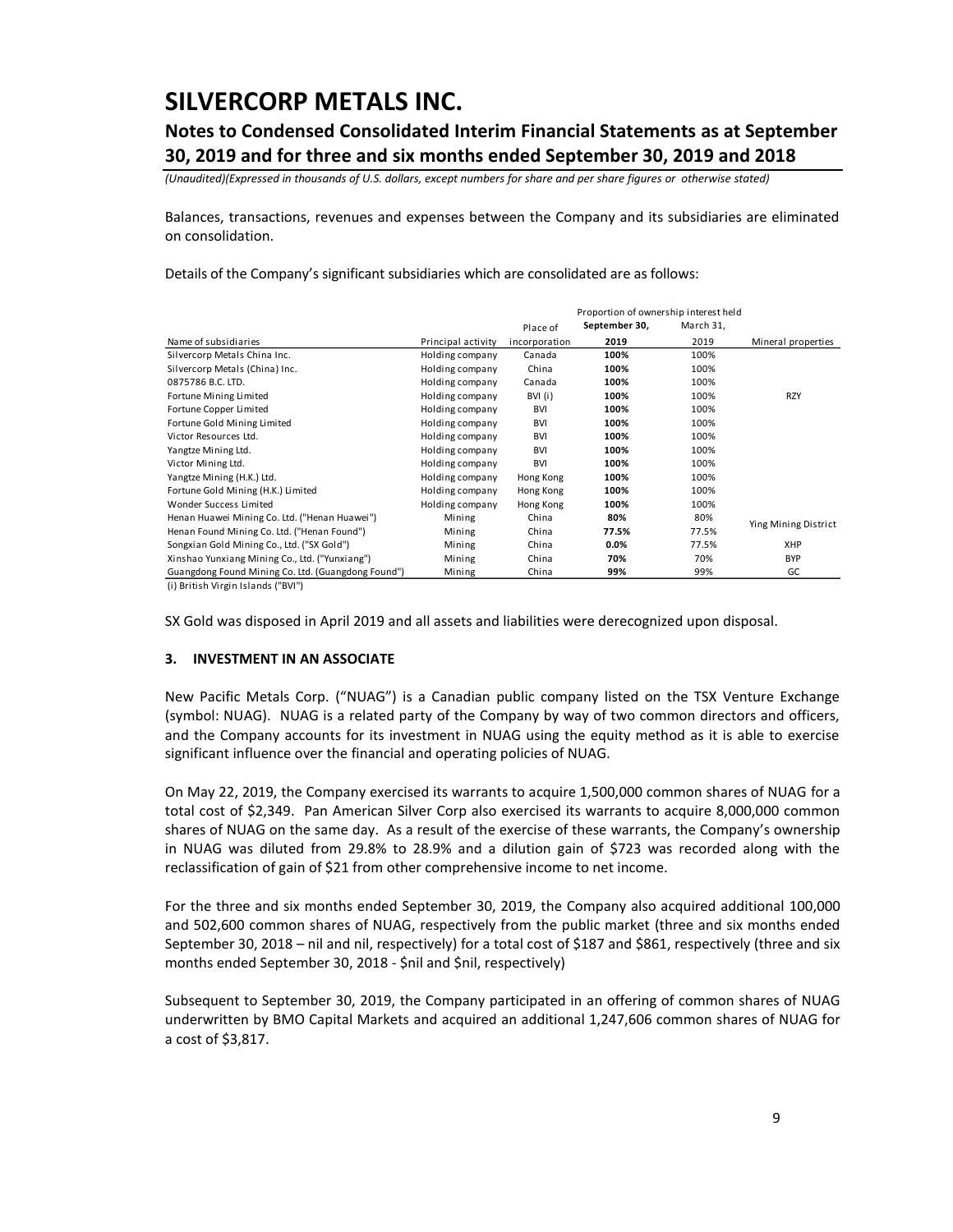Balances, transactions, revenues and expenses between the Company and its subsidiaries are eliminated on consolidation.

Details of the Company's significant subsidiaries which are consolidated are as follows:

| | | | Proportion of ownership interest held | | |
|---|---|---|---|---|---|
| | | Place of | **September 30,** | March 31, | |
| Name of subsidiaries | Principal activity | incorporation | **2019** | 2019 | Mineral properties |
| Silvercorp Metals China Inc. | Holding company | Canada | **100%** | 100% | |
| Silvercorp Metals (China) Inc. | Holding company | China | **100%** | 100% | |
| 0875786 B.C. LTD. | Holding company | Canada | **100%** | 100% | |
| Fortune Mining Limited | Holding company | BVI (i) | **100%** | 100% | RZY |
| Fortune Copper Limited | Holding company | BVI | **100%** | 100% | |
| Fortune Gold Mining Limited | Holding company | BVI | **100%** | 100% | |
| Victor Resources Ltd. | Holding company | BVI | **100%** | 100% | |
| Yangtze Mining Ltd. | Holding company | BVI | **100%** | 100% | |
| Victor Mining Ltd. | Holding company | BVI | **100%** | 100% | |
| Yangtze Mining (H.K.) Ltd. | Holding company | Hong Kong | **100%** | 100% | |
| Fortune Gold Mining (H.K.) Limited | Holding company | Hong Kong | **100%** | 100% | |
| Wonder Success Limited | Holding company | Hong Kong | **100%** | 100% | |
| Henan Huawei Mining Co. Ltd. ("Henan Huawei") | Mining | China | **80%** | 80% | Ying Mining District |
| Henan Found Mining Co. Ltd. ("Henan Found") | Mining | China | **77.5%** | 77.5% | |
| Songxian Gold Mining Co., Ltd. ("SX Gold") | Mining | China | **0.0%** | 77.5% | XHP |
| Xinshao Yunxiang Mining Co., Ltd. ("Yunxiang") | Mining | China | **70%** | 70% | BYP |
| Guangdong Found Mining Co. Ltd. (Guangdong Found") | Mining | China | **99%** | 99% | GC |

(i) British Virgin Islands ("BVI")

SX Gold was disposed in April 2019 and all assets and liabilities were derecognized upon disposal.

### 3. INVESTMENT IN AN ASSOCIATE

New Pacific Metals Corp. ("NUAG") is a Canadian public company listed on the TSX Venture Exchange (symbol: NUAG). NUAG is a related party of the Company by way of two common directors and officers, and the Company accounts for its investment in NUAG using the equity method as it is able to exercise significant influence over the financial and operating policies of NUAG.

On May 22, 2019, the Company exercised its warrants to acquire 1,500,000 common shares of NUAG for a total cost of $2,349. Pan American Silver Corp also exercised its warrants to acquire 8,000,000 common shares of NUAG on the same day. As a result of the exercise of these warrants, the Company's ownership in NUAG was diluted from 29.8% to 28.9% and a dilution gain of $723 was recorded along with the reclassification of gain of $21 from other comprehensive income to net income.

For the three and six months ended September 30, 2019, the Company also acquired additional 100,000 and 502,600 common shares of NUAG, respectively from the public market (three and six months ended September 30, 2018 – nil and nil, respectively) for a total cost of $187 and $861, respectively (three and six months ended September 30, 2018 - $nil and $nil, respectively)

Subsequent to September 30, 2019, the Company participated in an offering of common shares of NUAG underwritten by BMO Capital Markets and acquired an additional 1,247,606 common shares of NUAG for a cost of $3,817.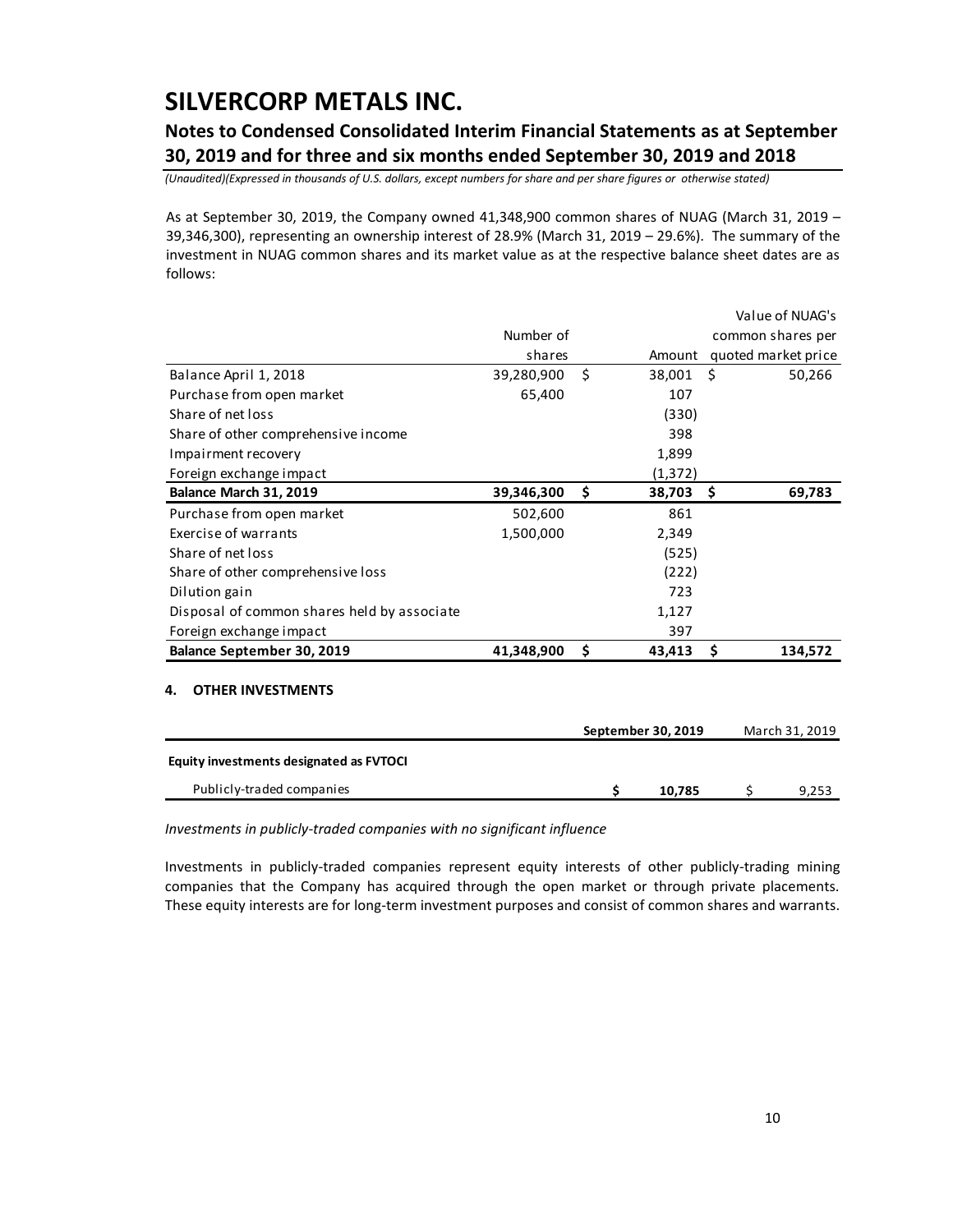As at September 30, 2019, the Company owned 41,348,900 common shares of NUAG (March 31, 2019 – 39,346,300), representing an ownership interest of 28.9% (March 31, 2019 – 29.6%). The summary of the investment in NUAG common shares and its market value as at the respective balance sheet dates are as follows:

| | Number of shares | Amount | Value of NUAG's common shares per quoted market price |
|---|---|---|---|
| Balance April 1, 2018 | 39,280,900 | $ 38,001 | $ 50,266 |
| Purchase from open market | 65,400 | 107 | |
| Share of net loss | | (330) | |
| Share of other comprehensive income | | 398 | |
| Impairment recovery | | 1,899 | |
| Foreign exchange impact | | (1,372) | |
| **Balance March 31, 2019** | **39,346,300** | **$ 38,703** | **$ 69,783** |
| Purchase from open market | 502,600 | 861 | |
| Exercise of warrants | 1,500,000 | 2,349 | |
| Share of net loss | | (525) | |
| Share of other comprehensive loss | | (222) | |
| Dilution gain | | 723 | |
| Disposal of common shares held by associate | | 1,127 | |
| Foreign exchange impact | | 397 | |
| **Balance September 30, 2019** | **41,348,900** | **$ 43,413** | **$ 134,572** |

## 4. OTHER INVESTMENTS

| | September 30, 2019 | March 31, 2019 |
|---|---|---|
| **Equity investments designated as FVTOCI** | | |
| Publicly-traded companies | **$ 10,785** | $ 9,253 |

*Investments in publicly-traded companies with no significant influence*

Investments in publicly-traded companies represent equity interests of other publicly-trading mining companies that the Company has acquired through the open market or through private placements. These equity interests are for long-term investment purposes and consist of common shares and warrants.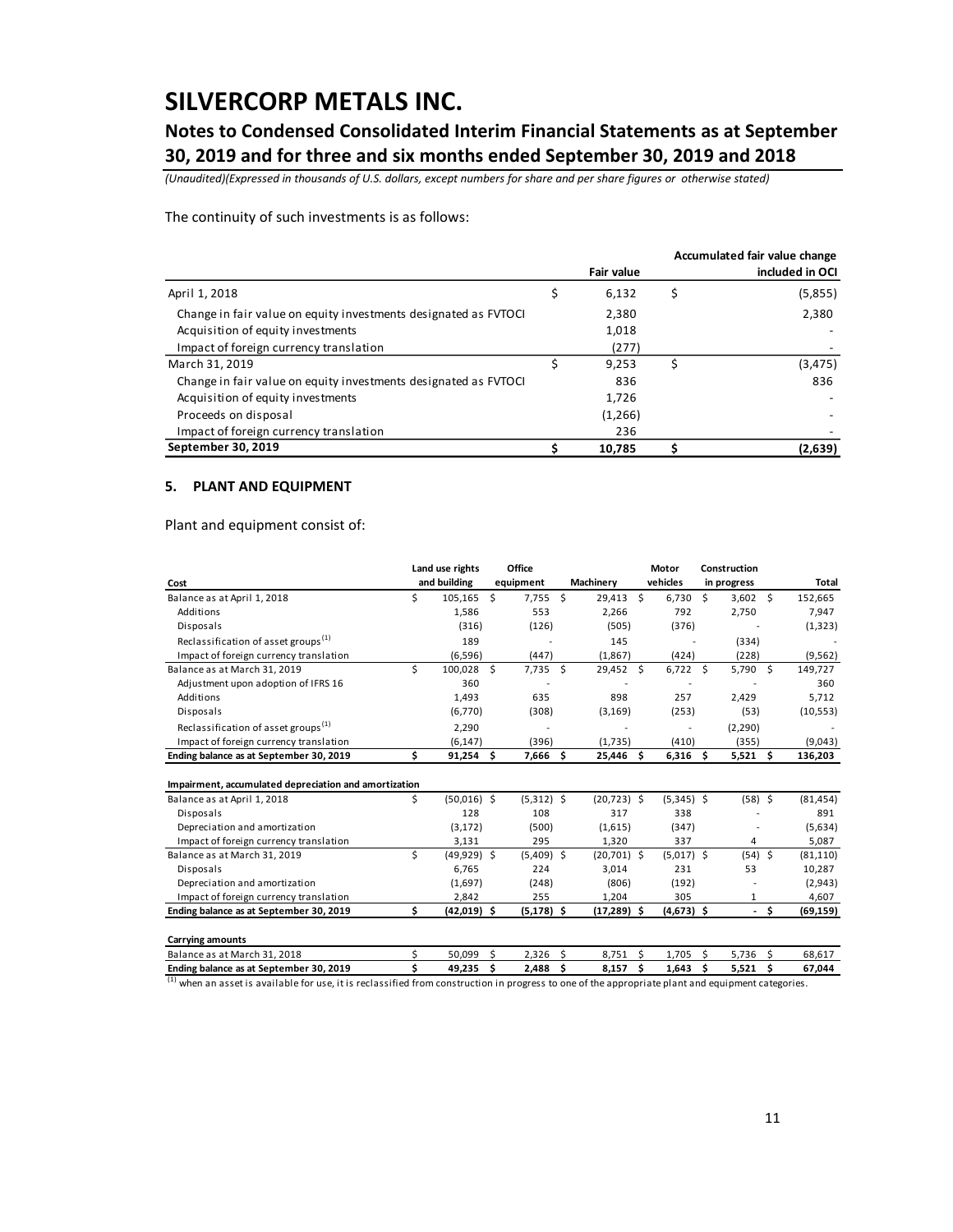The continuity of such investments is as follows:

| | Fair value | Accumulated fair value change included in OCI |
|---|---|---|
| April 1, 2018 | $ 6,132 | $ (5,855) |
| Change in fair value on equity investments designated as FVTOCI | 2,380 | 2,380 |
| Acquisition of equity investments | 1,018 | - |
| Impact of foreign currency translation | (277) | - |
| March 31, 2019 | $ 9,253 | $ (3,475) |
| Change in fair value on equity investments designated as FVTOCI | 836 | 836 |
| Acquisition of equity investments | 1,726 | - |
| Proceeds on disposal | (1,266) | - |
| Impact of foreign currency translation | 236 | - |
| **September 30, 2019** | **$ 10,785** | **$ (2,639)** |

## 5. PLANT AND EQUIPMENT

Plant and equipment consist of:

| Cost | Land use rights and building | Office equipment | Machinery | Motor vehicles | Construction in progress | Total |
|---|---|---|---|---|---|---|
| Balance as at April 1, 2018 | $ 105,165 | $ 7,755 | $ 29,413 | $ 6,730 | $ 3,602 | $ 152,665 |
| Additions | 1,586 | 553 | 2,266 | 792 | 2,750 | 7,947 |
| Disposals | (316) | (126) | (505) | (376) | - | (1,323) |
| Reclassification of asset groups [(1)] | 189 | - | 145 | - | (334) | - |
| Impact of foreign currency translation | (6,596) | (447) | (1,867) | (424) | (228) | (9,562) |
| Balance as at March 31, 2019 | $ 100,028 | $ 7,735 | $ 29,452 | $ 6,722 | $ 5,790 | $ 149,727 |
| Adjustment upon adoption of IFRS 16 | 360 | - | - | - | - | 360 |
| Additions | 1,493 | 635 | 898 | 257 | 2,429 | 5,712 |
| Disposals | (6,770) | (308) | (3,169) | (253) | (53) | (10,553) |
| Reclassification of asset groups [(1)] | 2,290 | - | - | - | (2,290) | - |
| Impact of foreign currency translation | (6,147) | (396) | (1,735) | (410) | (355) | (9,043) |
| **Ending balance as at September 30, 2019** | **$ 91,254** | **$ 7,666** | **$ 25,446** | **$ 6,316** | **$ 5,521** | **$ 136,203** |
| **Impairment, accumulated depreciation and amortization** | | | | | | |
| Balance as at April 1, 2018 | $ (50,016) | $ (5,312) | $ (20,723) | $ (5,345) | $ (58) | $ (81,454) |
| Disposals | 128 | 108 | 317 | 338 | - | 891 |
| Depreciation and amortization | (3,172) | (500) | (1,615) | (347) | - | (5,634) |
| Impact of foreign currency translation | 3,131 | 295 | 1,320 | 337 | 4 | 5,087 |
| Balance as at March 31, 2019 | $ (49,929) | $ (5,409) | $ (20,701) | $ (5,017) | $ (54) | $ (81,110) |
| Disposals | 6,765 | 224 | 3,014 | 231 | 53 | 10,287 |
| Depreciation and amortization | (1,697) | (248) | (806) | (192) | - | (2,943) |
| Impact of foreign currency translation | 2,842 | 255 | 1,204 | 305 | 1 | 4,607 |
| **Ending balance as at September 30, 2019** | **$ (42,019)** | **$ (5,178)** | **$ (17,289)** | **$ (4,673)** | **$ -** | **$ (69,159)** |
| **Carrying amounts** | | | | | | |
| Balance as at March 31, 2018 | $ 50,099 | $ 2,326 | $ 8,751 | $ 1,705 | $ 5,736 | $ 68,617 |
| **Ending balance as at September 30, 2019** | **$ 49,235** | **$ 2,488** | **$ 8,157** | **$ 1,643** | **$ 5,521** | **$ 67,044** |

[(1)] when an asset is available for use, it is reclassified from construction in progress to one of the appropriate plant and equipment categories.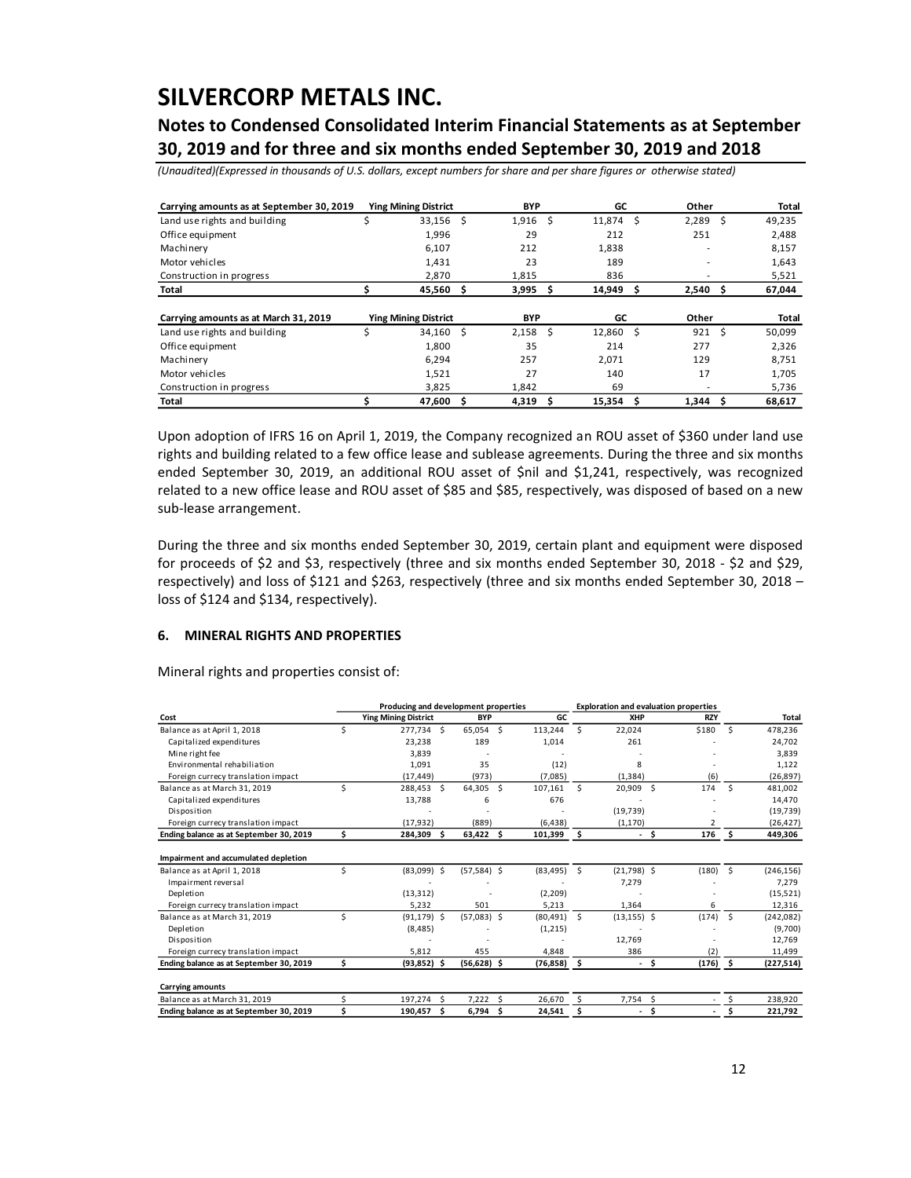| Carrying amounts as at September 30, 2019 | Ying Mining District | BYP | GC | Other | Total |
|---|---|---|---|---|---|
| Land use rights and building | $ 33,156 | $ 1,916 | $ 11,874 | $ 2,289 | $ 49,235 |
| Office equipment | 1,996 | 29 | 212 | 251 | 2,488 |
| Machinery | 6,107 | 212 | 1,838 | - | 8,157 |
| Motor vehicles | 1,431 | 23 | 189 | - | 1,643 |
| Construction in progress | 2,870 | 1,815 | 836 | - | 5,521 |
| **Total** | **$ 45,560** | **$ 3,995** | **$ 14,949** | **$ 2,540** | **$ 67,044** |

| Carrying amounts as at March 31, 2019 | Ying Mining District | BYP | GC | Other | Total |
|---|---|---|---|---|---|
| Land use rights and building | $ 34,160 | $ 2,158 | $ 12,860 | $ 921 | $ 50,099 |
| Office equipment | 1,800 | 35 | 214 | 277 | 2,326 |
| Machinery | 6,294 | 257 | 2,071 | 129 | 8,751 |
| Motor vehicles | 1,521 | 27 | 140 | 17 | 1,705 |
| Construction in progress | 3,825 | 1,842 | 69 | - | 5,736 |
| **Total** | **$ 47,600** | **$ 4,319** | **$ 15,354** | **$ 1,344** | **$ 68,617** |

Upon adoption of IFRS 16 on April 1, 2019, the Company recognized an ROU asset of $360 under land use rights and building related to a few office lease and sublease agreements. During the three and six months ended September 30, 2019, an additional ROU asset of $nil and $1,241, respectively, was recognized related to a new office lease and ROU asset of $85 and $85, respectively, was disposed of based on a new sub-lease arrangement.

During the three and six months ended September 30, 2019, certain plant and equipment were disposed for proceeds of $2 and $3, respectively (three and six months ended September 30, 2018 - $2 and $29, respectively) and loss of $121 and $263, respectively (three and six months ended September 30, 2018 – loss of $124 and $134, respectively).

#### 6. MINERAL RIGHTS AND PROPERTIES

Mineral rights and properties consist of:

| | Producing and development properties | | | Exploration and evaluation properties | | |
|---|---|---|---|---|---|---|
| **Cost** | **Ying Mining District** | **BYP** | **GC** | **XHP** | **RZY** | **Total** |
| Balance as at April 1, 2018 | $ 277,734 | $ 65,054 | $ 113,244 | $ 22,024 | $180 | $ 478,236 |
| Capitalized expenditures | 23,238 | 189 | 1,014 | 261 | - | 24,702 |
| Mine right fee | 3,839 | - | - | - | - | 3,839 |
| Environmental rehabiliation | 1,091 | 35 | (12) | 8 | - | 1,122 |
| Foreign currecy translation impact | (17,449) | (973) | (7,085) | (1,384) | (6) | (26,897) |
| Balance as at March 31, 2019 | $ 288,453 | $ 64,305 | $ 107,161 | $ 20,909 | $ 174 | $ 481,002 |
| Capitalized expenditures | 13,788 | 6 | 676 | - | - | 14,470 |
| Disposition | - | - | - | (19,739) | - | (19,739) |
| Foreign currecy translation impact | (17,932) | (889) | (6,438) | (1,170) | 2 | (26,427) |
| **Ending balance as at September 30, 2019** | **$ 284,309** | **$ 63,422** | **$ 101,399** | **$ -** | **$ 176** | **$ 449,306** |
| | | | | | | |
| **Impairment and accumulated depletion** | | | | | | |
| Balance as at April 1, 2018 | $ (83,099) | $ (57,584) | $ (83,495) | $ (21,798) | $ (180) | $ (246,156) |
| Impairment reversal | - | - | - | 7,279 | - | 7,279 |
| Depletion | (13,312) | - | (2,209) | - | - | (15,521) |
| Foreign currecy translation impact | 5,232 | 501 | 5,213 | 1,364 | 6 | 12,316 |
| Balance as at March 31, 2019 | $ (91,179) | $ (57,083) | $ (80,491) | $ (13,155) | $ (174) | $ (242,082) |
| Depletion | (8,485) | - | (1,215) | - | - | (9,700) |
| Disposition | - | - | - | 12,769 | - | 12,769 |
| Foreign currecy translation impact | 5,812 | 455 | 4,848 | 386 | (2) | 11,499 |
| **Ending balance as at September 30, 2019** | **$ (93,852)** | **$ (56,628)** | **$ (76,858)** | **$ -** | **$ (176)** | **$ (227,514)** |
| | | | | | | |
| **Carrying amounts** | | | | | | |
| Balance as at March 31, 2019 | $ 197,274 | $ 7,222 | $ 26,670 | $ 7,754 | $ - | $ 238,920 |
| **Ending balance as at September 30, 2019** | **$ 190,457** | **$ 6,794** | **$ 24,541** | **$ -** | **$ -** | **$ 221,792** |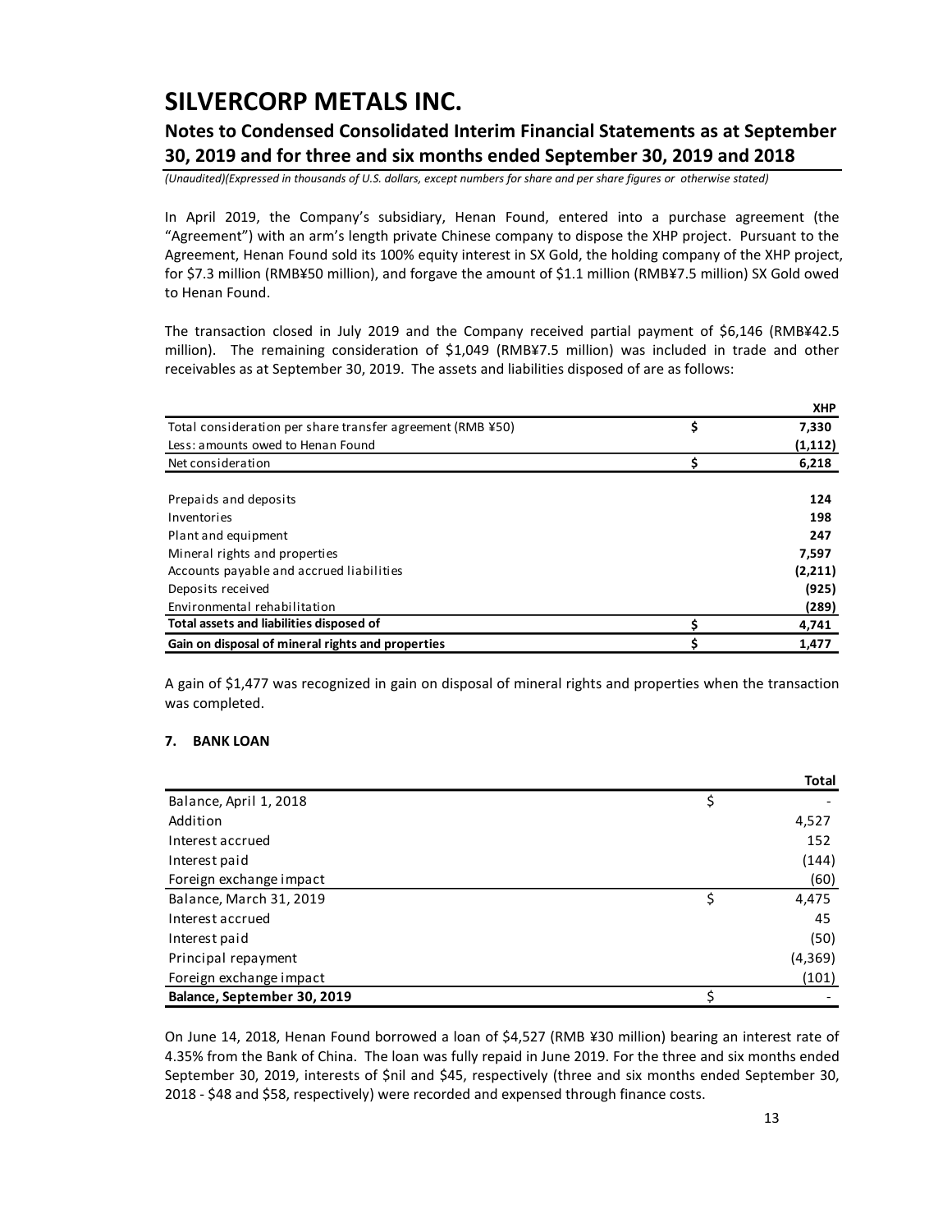# SILVERCORP METALS INC.

## Notes to Condensed Consolidated Interim Financial Statements as at September 30, 2019 and for three and six months ended September 30, 2019 and 2018

*(Unaudited)(Expressed in thousands of U.S. dollars, except numbers for share and per share figures or otherwise stated)*

In April 2019, the Company's subsidiary, Henan Found, entered into a purchase agreement (the "Agreement") with an arm's length private Chinese company to dispose the XHP project. Pursuant to the Agreement, Henan Found sold its 100% equity interest in SX Gold, the holding company of the XHP project, for $7.3 million (RMB¥50 million), and forgave the amount of $1.1 million (RMB¥7.5 million) SX Gold owed to Henan Found.

The transaction closed in July 2019 and the Company received partial payment of $6,146 (RMB¥42.5 million). The remaining consideration of $1,049 (RMB¥7.5 million) was included in trade and other receivables as at September 30, 2019. The assets and liabilities disposed of are as follows:

| | | XHP |
|---|---|---|
| Total consideration per share transfer agreement (RMB ¥50) | $ | 7,330 |
| Less: amounts owed to Henan Found | | (1,112) |
| Net consideration | $ | 6,218 |
| | | |
| Prepaids and deposits | | 124 |
| Inventories | | 198 |
| Plant and equipment | | 247 |
| Mineral rights and properties | | 7,597 |
| Accounts payable and accrued liabilities | | (2,211) |
| Deposits received | | (925) |
| Environmental rehabilitation | | (289) |
| **Total assets and liabilities disposed of** | **$** | **4,741** |
| **Gain on disposal of mineral rights and properties** | **$** | **1,477** |

A gain of $1,477 was recognized in gain on disposal of mineral rights and properties when the transaction was completed.

### 7. BANK LOAN

| | | Total |
|---|---|---|
| Balance, April 1, 2018 | $ | - |
| Addition | | 4,527 |
| Interest accrued | | 152 |
| Interest paid | | (144) |
| Foreign exchange impact | | (60) |
| Balance, March 31, 2019 | $ | 4,475 |
| Interest accrued | | 45 |
| Interest paid | | (50) |
| Principal repayment | | (4,369) |
| Foreign exchange impact | | (101) |
| **Balance, September 30, 2019** | $ | - |

On June 14, 2018, Henan Found borrowed a loan of $4,527 (RMB ¥30 million) bearing an interest rate of 4.35% from the Bank of China. The loan was fully repaid in June 2019. For the three and six months ended September 30, 2019, interests of $nil and $45, respectively (three and six months ended September 30, 2018 - $48 and $58, respectively) were recorded and expensed through finance costs.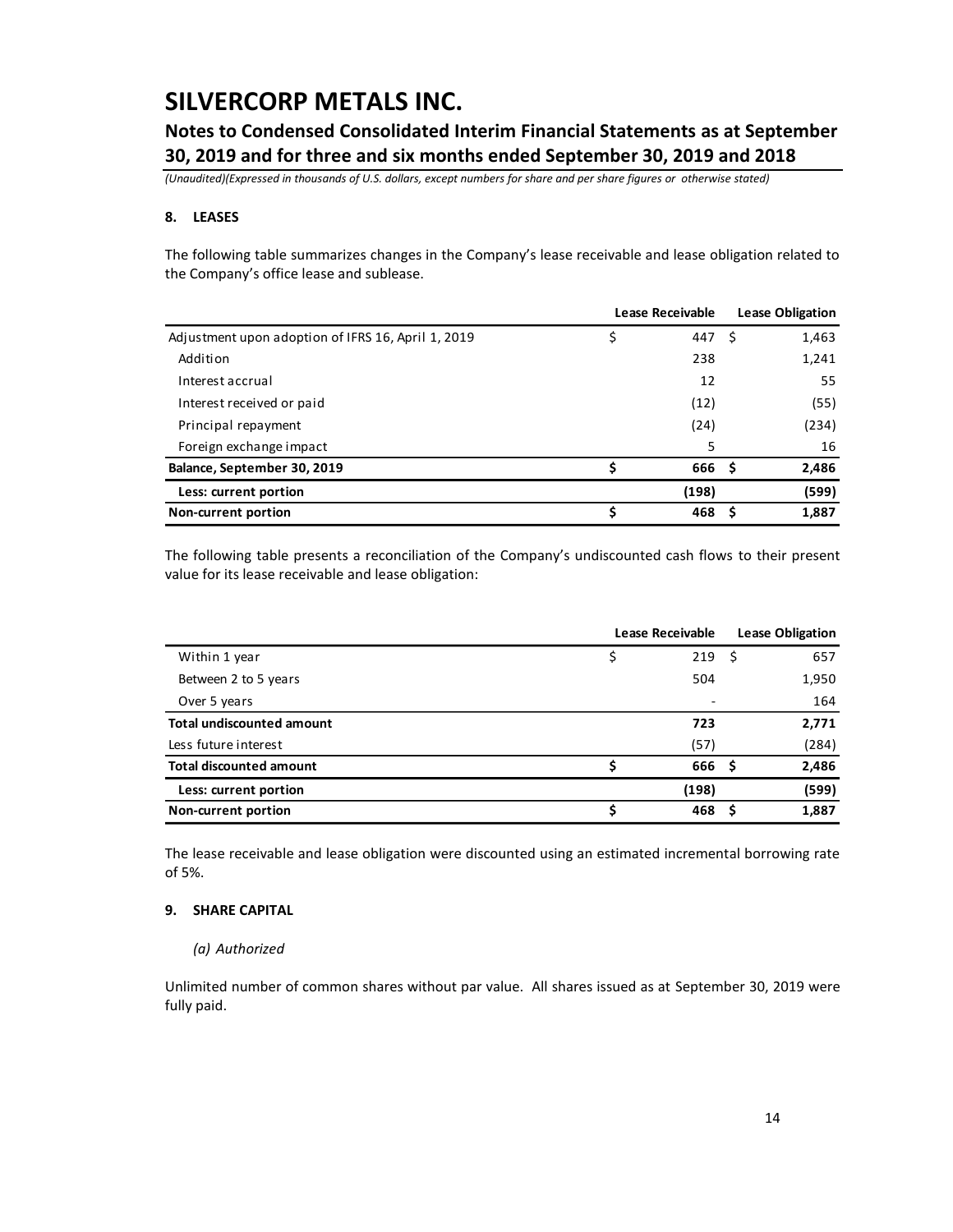# SILVERCORP METALS INC.

## Notes to Condensed Consolidated Interim Financial Statements as at September 30, 2019 and for three and six months ended September 30, 2019 and 2018

*(Unaudited)(Expressed in thousands of U.S. dollars, except numbers for share and per share figures or otherwise stated)*

### 8. LEASES

The following table summarizes changes in the Company's lease receivable and lease obligation related to the Company's office lease and sublease.

| | Lease Receivable | Lease Obligation |
|---|---|---|
| Adjustment upon adoption of IFRS 16, April 1, 2019 | $ 447 | $ 1,463 |
| Addition | 238 | 1,241 |
| Interest accrual | 12 | 55 |
| Interest received or paid | (12) | (55) |
| Principal repayment | (24) | (234) |
| Foreign exchange impact | 5 | 16 |
| **Balance, September 30, 2019** | **$ 666** | **$ 2,486** |
| **Less: current portion** | **(198)** | **(599)** |
| **Non-current portion** | **$ 468** | **$ 1,887** |

The following table presents a reconciliation of the Company's undiscounted cash flows to their present value for its lease receivable and lease obligation:

| | Lease Receivable | Lease Obligation |
|---|---|---|
| Within 1 year | $ 219 | $ 657 |
| Between 2 to 5 years | 504 | 1,950 |
| Over 5 years | - | 164 |
| **Total undiscounted amount** | **723** | **2,771** |
| Less future interest | (57) | (284) |
| **Total discounted amount** | **$ 666** | **$ 2,486** |
| **Less: current portion** | **(198)** | **(599)** |
| **Non-current portion** | **$ 468** | **$ 1,887** |

The lease receivable and lease obligation were discounted using an estimated incremental borrowing rate of 5%.

### 9. SHARE CAPITAL

*(a) Authorized*

Unlimited number of common shares without par value. All shares issued as at September 30, 2019 were fully paid.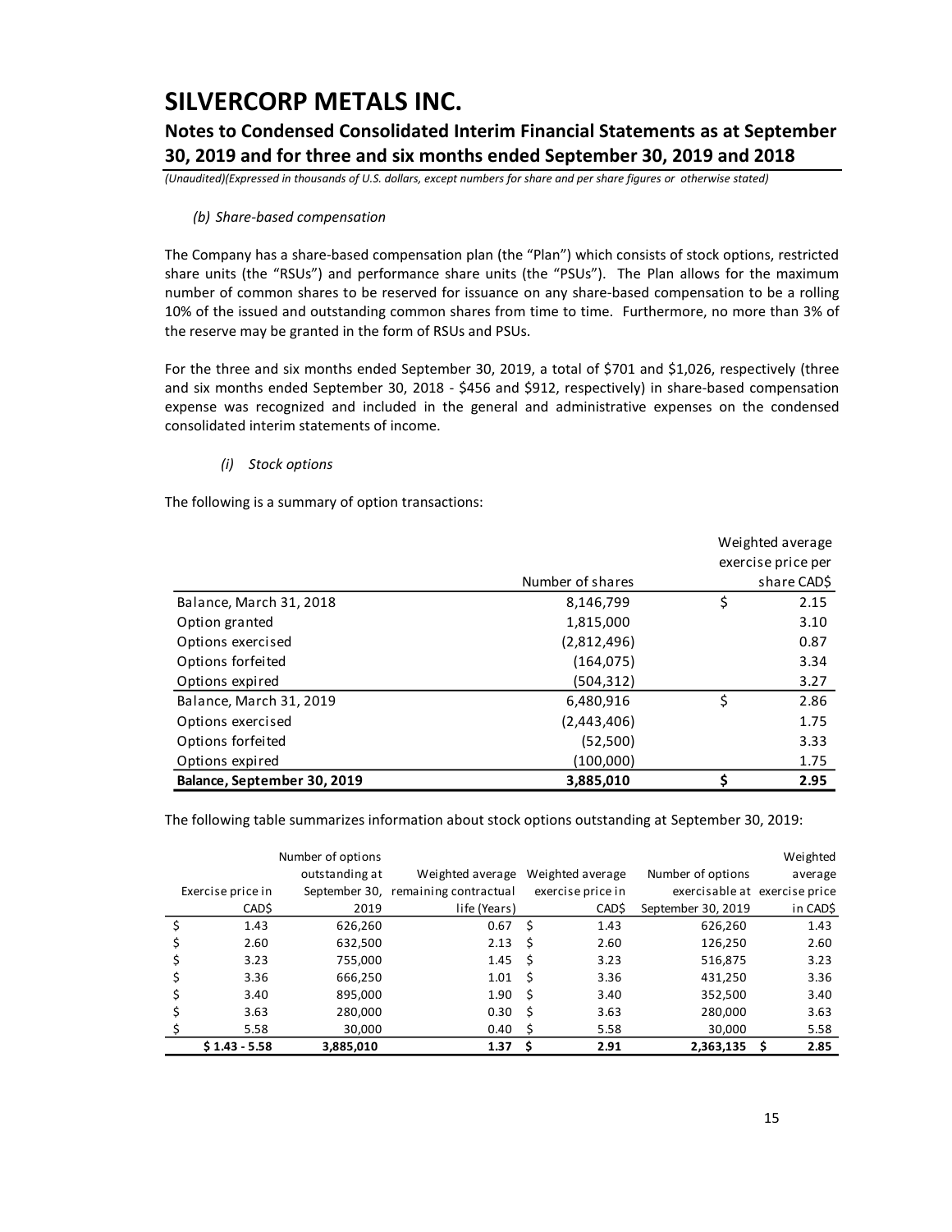*(b) Share-based compensation*

The Company has a share-based compensation plan (the "Plan") which consists of stock options, restricted share units (the "RSUs") and performance share units (the "PSUs"). The Plan allows for the maximum number of common shares to be reserved for issuance on any share-based compensation to be a rolling 10% of the issued and outstanding common shares from time to time. Furthermore, no more than 3% of the reserve may be granted in the form of RSUs and PSUs.

For the three and six months ended September 30, 2019, a total of $701 and $1,026, respectively (three and six months ended September 30, 2018 - $456 and $912, respectively) in share-based compensation expense was recognized and included in the general and administrative expenses on the condensed consolidated interim statements of income.

*(i) Stock options*

The following is a summary of option transactions:

| | Number of shares | Weighted average exercise price per share CAD$ |
|---|---|---|
| Balance, March 31, 2018 | 8,146,799 | $ 2.15 |
| Option granted | 1,815,000 | 3.10 |
| Options exercised | (2,812,496) | 0.87 |
| Options forfeited | (164,075) | 3.34 |
| Options expired | (504,312) | 3.27 |
| Balance, March 31, 2019 | 6,480,916 | $ 2.86 |
| Options exercised | (2,443,406) | 1.75 |
| Options forfeited | (52,500) | 3.33 |
| Options expired | (100,000) | 1.75 |
| **Balance, September 30, 2019** | **3,885,010** | **$ 2.95** |

The following table summarizes information about stock options outstanding at September 30, 2019:

| Exercise price in CAD$ | Number of options outstanding at September 30, 2019 | Weighted average remaining contractual life (Years) | Weighted average exercise price in CAD$ | Number of options exercisable at September 30, 2019 | Weighted average exercise price in CAD$ |
|---|---|---|---|---|---|
| $ 1.43 | 626,260 | 0.67 | $ 1.43 | 626,260 | 1.43 |
| $ 2.60 | 632,500 | 2.13 | $ 2.60 | 126,250 | 2.60 |
| $ 3.23 | 755,000 | 1.45 | $ 3.23 | 516,875 | 3.23 |
| $ 3.36 | 666,250 | 1.01 | $ 3.36 | 431,250 | 3.36 |
| $ 3.40 | 895,000 | 1.90 | $ 3.40 | 352,500 | 3.40 |
| $ 3.63 | 280,000 | 0.30 | $ 3.63 | 280,000 | 3.63 |
| $ 5.58 | 30,000 | 0.40 | $ 5.58 | 30,000 | 5.58 |
| **$ 1.43 - 5.58** | **3,885,010** | **1.37** | **$ 2.91** | **2,363,135** | **$ 2.85** |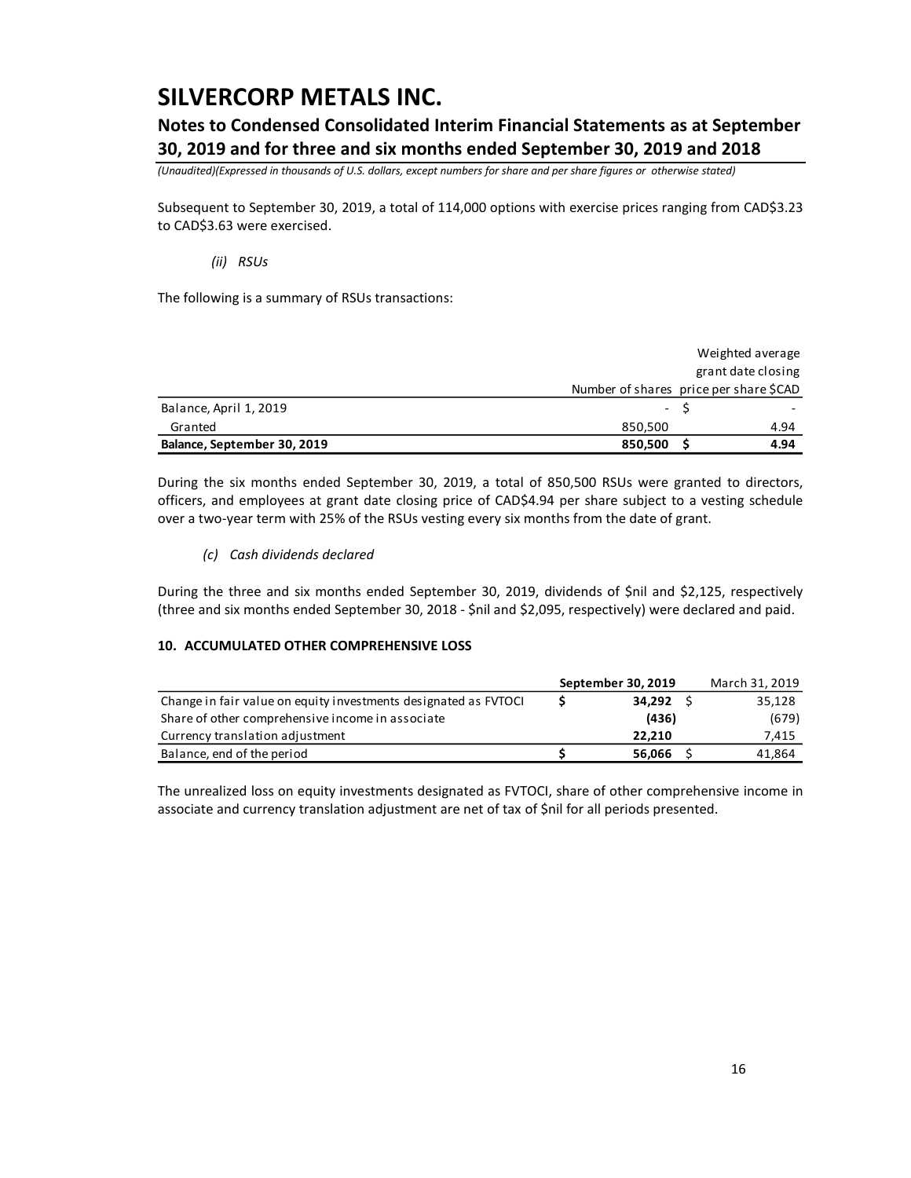Subsequent to September 30, 2019, a total of 114,000 options with exercise prices ranging from CAD$3.23 to CAD$3.63 were exercised.

*(ii) RSUs*

The following is a summary of RSUs transactions:

| | Number of shares | Weighted average grant date closing price per share $CAD |
|---|---|---|
| Balance, April 1, 2019 | - | $ - |
| Granted | 850,500 | 4.94 |
| **Balance, September 30, 2019** | **850,500** | **$ 4.94** |

During the six months ended September 30, 2019, a total of 850,500 RSUs were granted to directors, officers, and employees at grant date closing price of CAD$4.94 per share subject to a vesting schedule over a two-year term with 25% of the RSUs vesting every six months from the date of grant.

*(c) Cash dividends declared*

During the three and six months ended September 30, 2019, dividends of $nil and $2,125, respectively (three and six months ended September 30, 2018 - $nil and $2,095, respectively) were declared and paid.

**10. ACCUMULATED OTHER COMPREHENSIVE LOSS**

| | **September 30, 2019** | March 31, 2019 |
|---|---|---|
| Change in fair value on equity investments designated as FVTOCI | **$ 34,292** | $ 35,128 |
| Share of other comprehensive income in associate | **(436)** | (679) |
| Currency translation adjustment | **22,210** | 7,415 |
| Balance, end of the period | **$ 56,066** | $ 41,864 |

The unrealized loss on equity investments designated as FVTOCI, share of other comprehensive income in associate and currency translation adjustment are net of tax of $nil for all periods presented.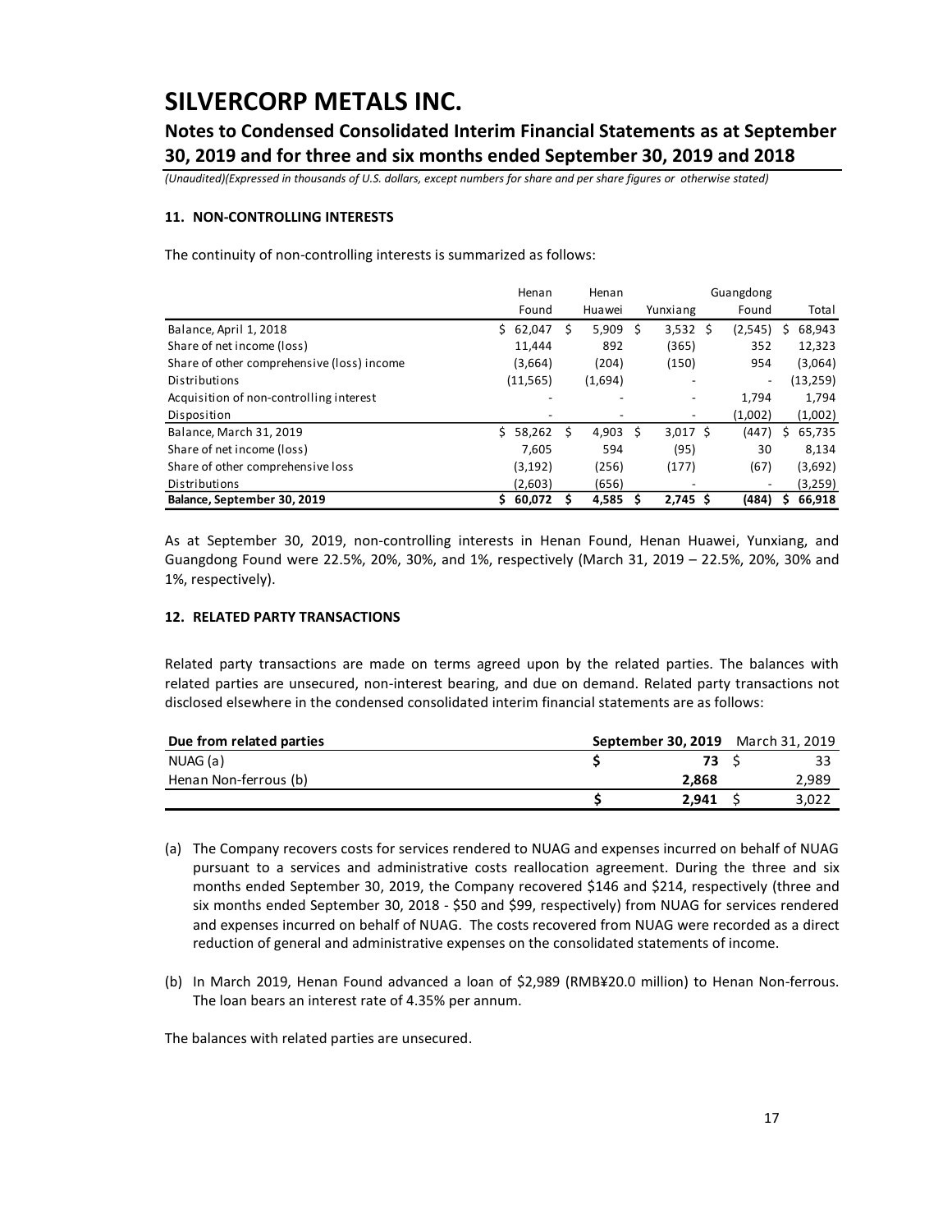# SILVERCORP METALS INC.

## Notes to Condensed Consolidated Interim Financial Statements as at September 30, 2019 and for three and six months ended September 30, 2019 and 2018

*(Unaudited)(Expressed in thousands of U.S. dollars, except numbers for share and per share figures or otherwise stated)*

### 11. NON-CONTROLLING INTERESTS

The continuity of non-controlling interests is summarized as follows:

| | Henan Found | Henan Huawei | Yunxiang | Guangdong Found | Total |
|---|---|---|---|---|---|
| Balance, April 1, 2018 | $ 62,047 | $ 5,909 | $ 3,532 | $ (2,545) | $ 68,943 |
| Share of net income (loss) | 11,444 | 892 | (365) | 352 | 12,323 |
| Share of other comprehensive (loss) income | (3,664) | (204) | (150) | 954 | (3,064) |
| Distributions | (11,565) | (1,694) | - | - | (13,259) |
| Acquisition of non-controlling interest | - | - | - | 1,794 | 1,794 |
| Disposition | - | - | - | (1,002) | (1,002) |
| Balance, March 31, 2019 | $ 58,262 | $ 4,903 | $ 3,017 | $ (447) | $ 65,735 |
| Share of net income (loss) | 7,605 | 594 | (95) | 30 | 8,134 |
| Share of other comprehensive loss | (3,192) | (256) | (177) | (67) | (3,692) |
| Distributions | (2,603) | (656) | - | - | (3,259) |
| **Balance, September 30, 2019** | **$ 60,072** | **$ 4,585** | **$ 2,745** | **$ (484)** | **$ 66,918** |

As at September 30, 2019, non-controlling interests in Henan Found, Henan Huawei, Yunxiang, and Guangdong Found were 22.5%, 20%, 30%, and 1%, respectively (March 31, 2019 – 22.5%, 20%, 30% and 1%, respectively).

### 12. RELATED PARTY TRANSACTIONS

Related party transactions are made on terms agreed upon by the related parties. The balances with related parties are unsecured, non-interest bearing, and due on demand. Related party transactions not disclosed elsewhere in the condensed consolidated interim financial statements are as follows:

| **Due from related parties** | **September 30, 2019** | March 31, 2019 |
|---|---|---|
| NUAG (a) | **$ 73** | $ 33 |
| Henan Non-ferrous (b) | **2,868** | 2,989 |
| | **$ 2,941** | $ 3,022 |

(a) The Company recovers costs for services rendered to NUAG and expenses incurred on behalf of NUAG pursuant to a services and administrative costs reallocation agreement. During the three and six months ended September 30, 2019, the Company recovered $146 and $214, respectively (three and six months ended September 30, 2018 - $50 and $99, respectively) from NUAG for services rendered and expenses incurred on behalf of NUAG. The costs recovered from NUAG were recorded as a direct reduction of general and administrative expenses on the consolidated statements of income.

(b) In March 2019, Henan Found advanced a loan of $2,989 (RMB¥20.0 million) to Henan Non-ferrous. The loan bears an interest rate of 4.35% per annum.

The balances with related parties are unsecured.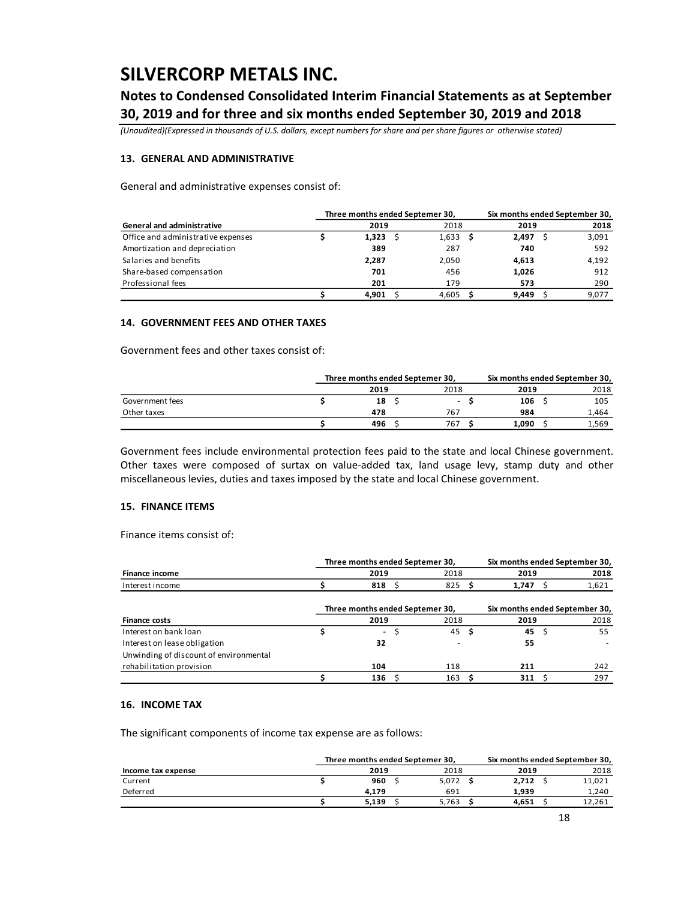# SILVERCORP METALS INC.

## Notes to Condensed Consolidated Interim Financial Statements as at September 30, 2019 and for three and six months ended September 30, 2019 and 2018

*(Unaudited)(Expressed in thousands of U.S. dollars, except numbers for share and per share figures or otherwise stated)*

### 13. GENERAL AND ADMINISTRATIVE

General and administrative expenses consist of:

| | Three months ended Septemer 30, | | Six months ended September 30, | |
|---|---|---|---|---|
| **General and administrative** | **2019** | 2018 | **2019** | 2018 |
| Office and administrative expenses | **$ 1,323** | $ 1,633 | **$ 2,497** | $ 3,091 |
| Amortization and depreciation | **389** | 287 | **740** | 592 |
| Salaries and benefits | **2,287** | 2,050 | **4,613** | 4,192 |
| Share-based compensation | **701** | 456 | **1,026** | 912 |
| Professional fees | **201** | 179 | **573** | 290 |
| | **$ 4,901** | $ 4,605 | **$ 9,449** | $ 9,077 |

### 14. GOVERNMENT FEES AND OTHER TAXES

Government fees and other taxes consist of:

| | Three months ended Septemer 30, | | Six months ended September 30, | |
|---|---|---|---|---|
| | **2019** | 2018 | **2019** | 2018 |
| Government fees | **$ 18** | $ - | **$ 106** | $ 105 |
| Other taxes | **478** | 767 | **984** | 1,464 |
| | **$ 496** | $ 767 | **$ 1,090** | $ 1,569 |

Government fees include environmental protection fees paid to the state and local Chinese government. Other taxes were composed of surtax on value-added tax, land usage levy, stamp duty and other miscellaneous levies, duties and taxes imposed by the state and local Chinese government.

### 15. FINANCE ITEMS

Finance items consist of:

| | Three months ended Septemer 30, | | Six months ended September 30, | |
|---|---|---|---|---|
| **Finance income** | **2019** | 2018 | **2019** | 2018 |
| Interest income | **$ 818** | $ 825 | **$ 1,747** | $ 1,621 |

| | Three months ended Septemer 30, | | Six months ended September 30, | |
|---|---|---|---|---|
| **Finance costs** | **2019** | 2018 | **2019** | 2018 |
| Interest on bank loan | **$ -** | $ 45 | **$ 45** | $ 55 |
| Interest on lease obligation | **32** | - | **55** | - |
| Unwinding of discount of environmental rehabilitation provision | **104** | 118 | **211** | 242 |
| | **$ 136** | $ 163 | **$ 311** | $ 297 |

### 16. INCOME TAX

The significant components of income tax expense are as follows:

| | Three months ended Septemer 30, | | Six months ended September 30, | |
|---|---|---|---|---|
| **Income tax expense** | **2019** | 2018 | **2019** | 2018 |
| Current | **$ 960** | $ 5,072 | **$ 2,712** | $ 11,021 |
| Deferred | **4,179** | 691 | **1,939** | 1,240 |
| | **$ 5,139** | $ 5,763 | **$ 4,651** | $ 12,261 |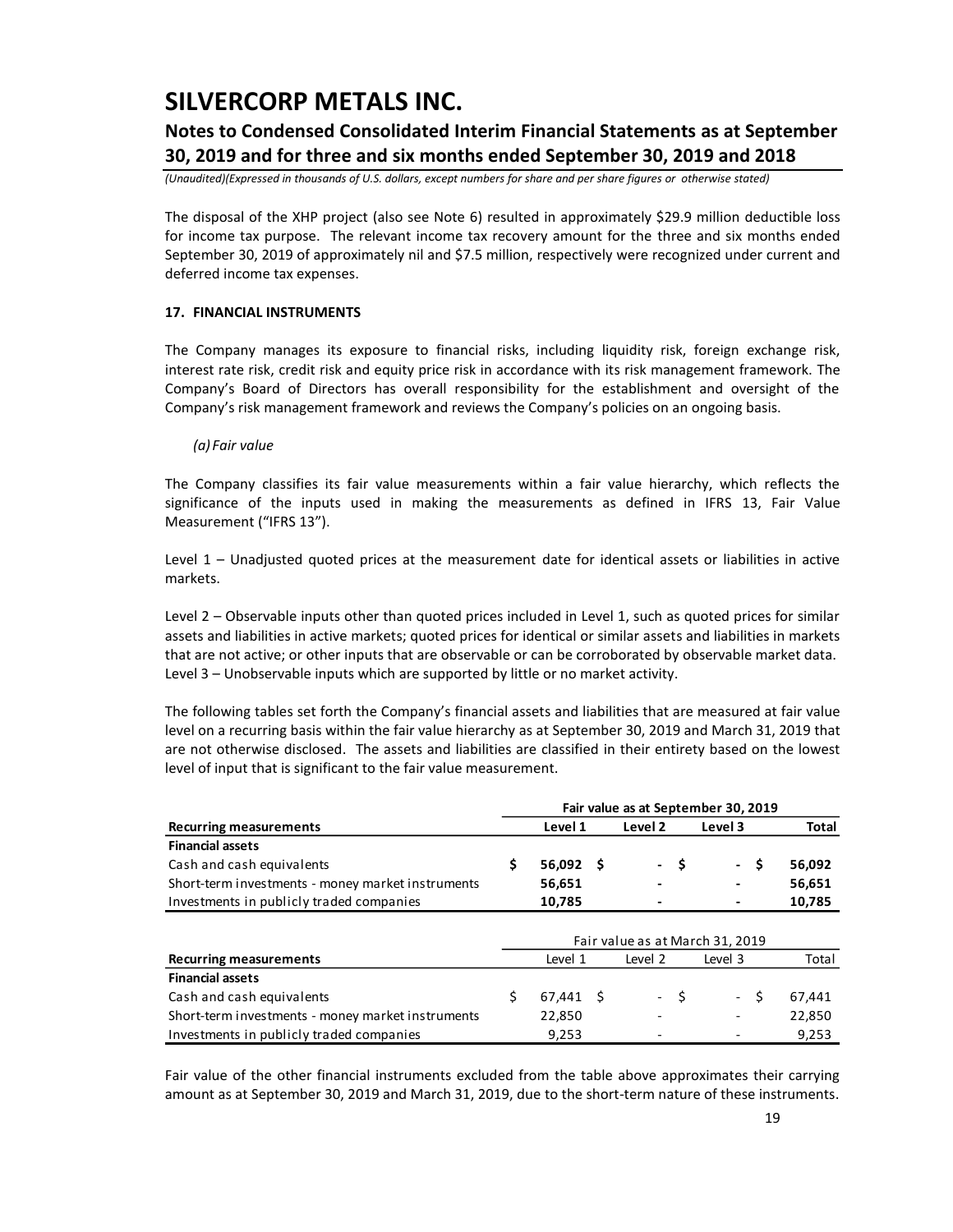The disposal of the XHP project (also see Note 6) resulted in approximately $29.9 million deductible loss for income tax purpose. The relevant income tax recovery amount for the three and six months ended September 30, 2019 of approximately nil and $7.5 million, respectively were recognized under current and deferred income tax expenses.

## 17. FINANCIAL INSTRUMENTS

The Company manages its exposure to financial risks, including liquidity risk, foreign exchange risk, interest rate risk, credit risk and equity price risk in accordance with its risk management framework. The Company's Board of Directors has overall responsibility for the establishment and oversight of the Company's risk management framework and reviews the Company's policies on an ongoing basis.

*(a) Fair value*

The Company classifies its fair value measurements within a fair value hierarchy, which reflects the significance of the inputs used in making the measurements as defined in IFRS 13, Fair Value Measurement ("IFRS 13").

Level 1 – Unadjusted quoted prices at the measurement date for identical assets or liabilities in active markets.

Level 2 – Observable inputs other than quoted prices included in Level 1, such as quoted prices for similar assets and liabilities in active markets; quoted prices for identical or similar assets and liabilities in markets that are not active; or other inputs that are observable or can be corroborated by observable market data.
Level 3 – Unobservable inputs which are supported by little or no market activity.

The following tables set forth the Company's financial assets and liabilities that are measured at fair value level on a recurring basis within the fair value hierarchy as at September 30, 2019 and March 31, 2019 that are not otherwise disclosed. The assets and liabilities are classified in their entirety based on the lowest level of input that is significant to the fair value measurement.

| | **Fair value as at September 30, 2019** | | | |
|---|---|---|---|---|
| **Recurring measurements** | **Level 1** | **Level 2** | **Level 3** | **Total** |
| **Financial assets** | | | | |
| Cash and cash equivalents | **$ 56,092** | **$ -** | **$ -** | **$ 56,092** |
| Short-term investments - money market instruments | **56,651** | **-** | **-** | **56,651** |
| Investments in publicly traded companies | **10,785** | **-** | **-** | **10,785** |

| | Fair value as at March 31, 2019 | | | |
|---|---|---|---|---|
| **Recurring measurements** | Level 1 | Level 2 | Level 3 | Total |
| **Financial assets** | | | | |
| Cash and cash equivalents | $ 67,441 | $ - | $ - | $ 67,441 |
| Short-term investments - money market instruments | 22,850 | - | - | 22,850 |
| Investments in publicly traded companies | 9,253 | - | - | 9,253 |

Fair value of the other financial instruments excluded from the table above approximates their carrying amount as at September 30, 2019 and March 31, 2019, due to the short-term nature of these instruments.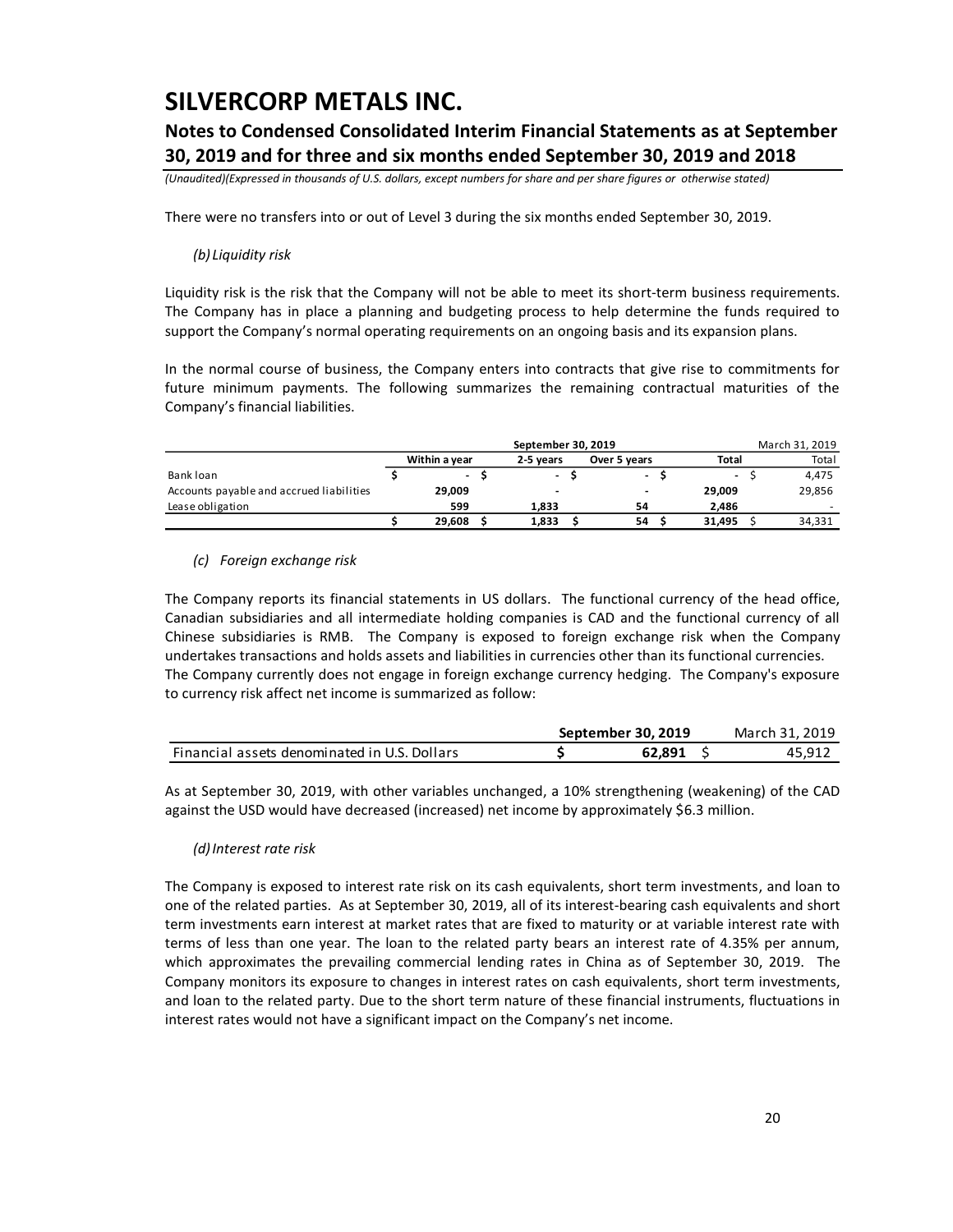There were no transfers into or out of Level 3 during the six months ended September 30, 2019.

*(b) Liquidity risk*

Liquidity risk is the risk that the Company will not be able to meet its short-term business requirements. The Company has in place a planning and budgeting process to help determine the funds required to support the Company's normal operating requirements on an ongoing basis and its expansion plans.

In the normal course of business, the Company enters into contracts that give rise to commitments for future minimum payments. The following summarizes the remaining contractual maturities of the Company's financial liabilities.

| | September 30, 2019 | | | | March 31, 2019 |
|---|---|---|---|---|---|
| | **Within a year** | **2-5 years** | **Over 5 years** | **Total** | Total |
| Bank loan | $ - | $ - | $ - | $ - | $ 4,475 |
| Accounts payable and accrued liabilities | **29,009** | **-** | **-** | **29,009** | 29,856 |
| Lease obligation | **599** | **1,833** | **54** | **2,486** | - |
| | **$ 29,608** | **$ 1,833** | **$ 54** | **$ 31,495** | $ 34,331 |

*(c) Foreign exchange risk*

The Company reports its financial statements in US dollars. The functional currency of the head office, Canadian subsidiaries and all intermediate holding companies is CAD and the functional currency of all Chinese subsidiaries is RMB. The Company is exposed to foreign exchange risk when the Company undertakes transactions and holds assets and liabilities in currencies other than its functional currencies. The Company currently does not engage in foreign exchange currency hedging. The Company's exposure to currency risk affect net income is summarized as follow:

| | **September 30, 2019** | March 31, 2019 |
|---|---|---|
| Financial assets denominated in U.S. Dollars | **$ 62,891** | $ 45,912 |

As at September 30, 2019, with other variables unchanged, a 10% strengthening (weakening) of the CAD against the USD would have decreased (increased) net income by approximately $6.3 million.

*(d) Interest rate risk*

The Company is exposed to interest rate risk on its cash equivalents, short term investments, and loan to one of the related parties. As at September 30, 2019, all of its interest-bearing cash equivalents and short term investments earn interest at market rates that are fixed to maturity or at variable interest rate with terms of less than one year. The loan to the related party bears an interest rate of 4.35% per annum, which approximates the prevailing commercial lending rates in China as of September 30, 2019. The Company monitors its exposure to changes in interest rates on cash equivalents, short term investments, and loan to the related party. Due to the short term nature of these financial instruments, fluctuations in interest rates would not have a significant impact on the Company's net income.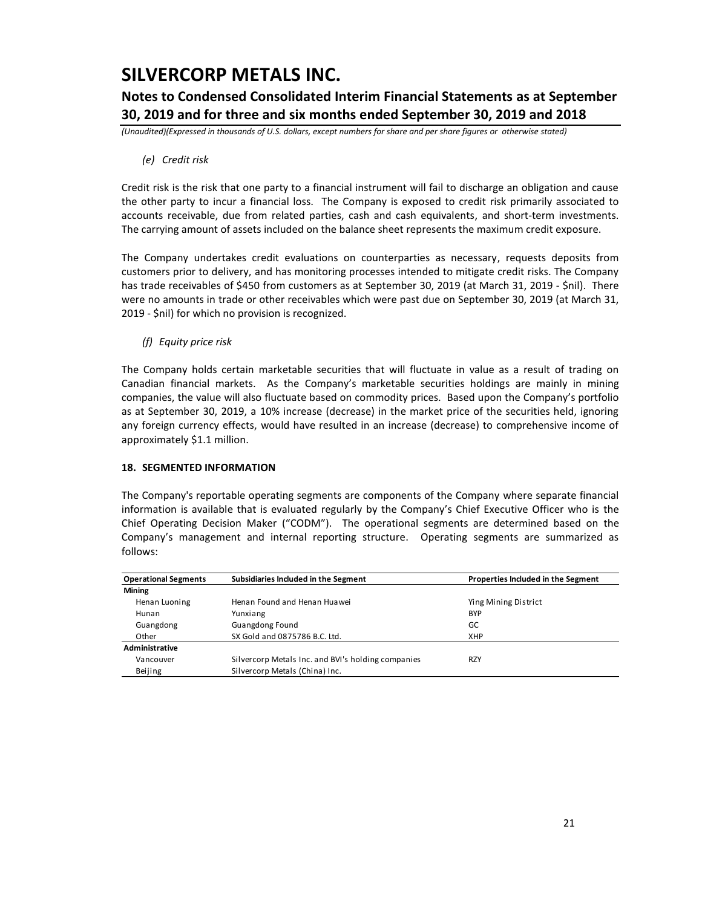*(e) Credit risk*

Credit risk is the risk that one party to a financial instrument will fail to discharge an obligation and cause the other party to incur a financial loss. The Company is exposed to credit risk primarily associated to accounts receivable, due from related parties, cash and cash equivalents, and short-term investments. The carrying amount of assets included on the balance sheet represents the maximum credit exposure.

The Company undertakes credit evaluations on counterparties as necessary, requests deposits from customers prior to delivery, and has monitoring processes intended to mitigate credit risks. The Company has trade receivables of $450 from customers as at September 30, 2019 (at March 31, 2019 - $nil). There were no amounts in trade or other receivables which were past due on September 30, 2019 (at March 31, 2019 - $nil) for which no provision is recognized.

*(f) Equity price risk*

The Company holds certain marketable securities that will fluctuate in value as a result of trading on Canadian financial markets. As the Company's marketable securities holdings are mainly in mining companies, the value will also fluctuate based on commodity prices. Based upon the Company's portfolio as at September 30, 2019, a 10% increase (decrease) in the market price of the securities held, ignoring any foreign currency effects, would have resulted in an increase (decrease) to comprehensive income of approximately $1.1 million.

**18. SEGMENTED INFORMATION**

The Company's reportable operating segments are components of the Company where separate financial information is available that is evaluated regularly by the Company's Chief Executive Officer who is the Chief Operating Decision Maker ("CODM"). The operational segments are determined based on the Company's management and internal reporting structure. Operating segments are summarized as follows:

| Operational Segments | Subsidiaries Included in the Segment | Properties Included in the Segment |
|---|---|---|
| **Mining** | | |
| Henan Luoning | Henan Found and Henan Huawei | Ying Mining District |
| Hunan | Yunxiang | BYP |
| Guangdong | Guangdong Found | GC |
| Other | SX Gold and 0875786 B.C. Ltd. | XHP |
| **Administrative** | | |
| Vancouver | Silvercorp Metals Inc. and BVI's holding companies | RZY |
| Beijing | Silvercorp Metals (China) Inc. | |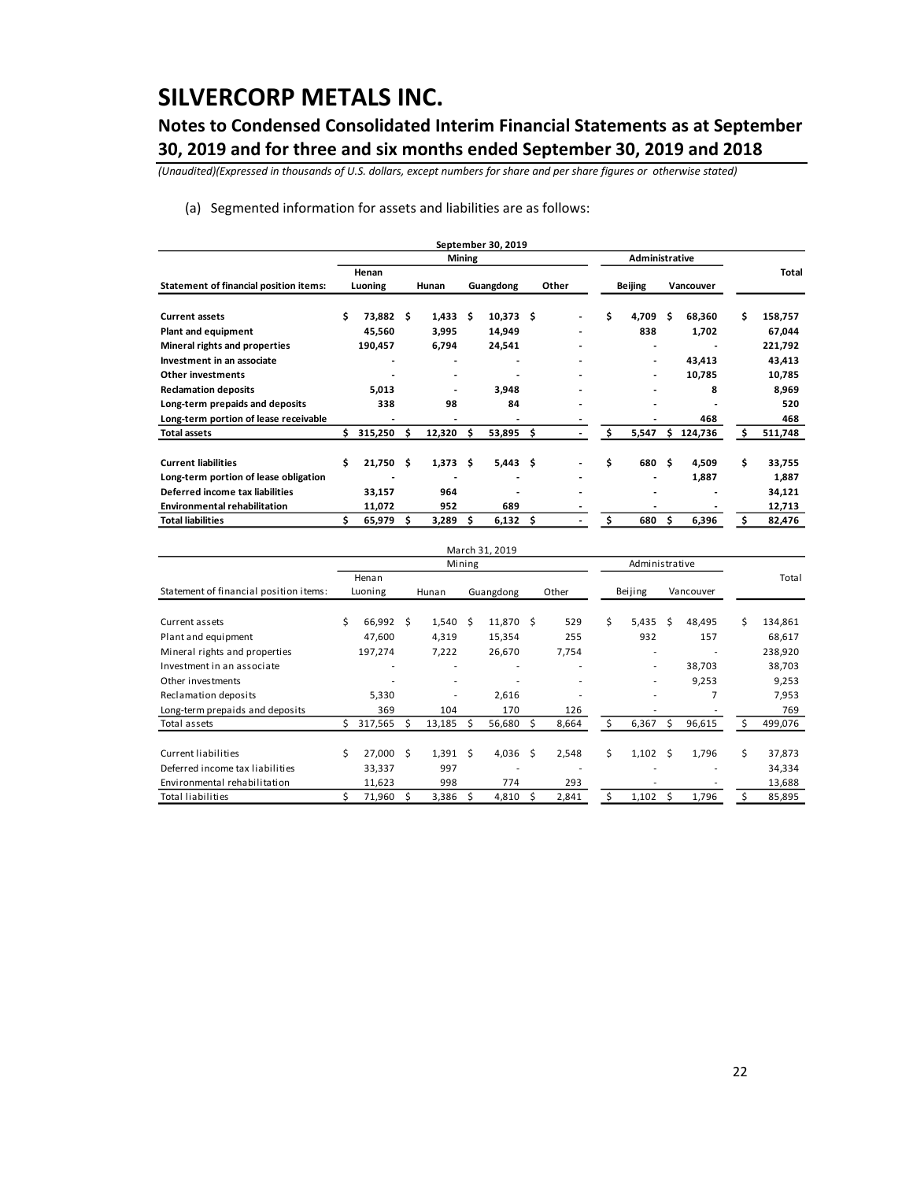# SILVERCORP METALS INC.

## Notes to Condensed Consolidated Interim Financial Statements as at September 30, 2019 and for three and six months ended September 30, 2019 and 2018

*(Unaudited)(Expressed in thousands of U.S. dollars, except numbers for share and per share figures or otherwise stated)*

(a) Segmented information for assets and liabilities are as follows:

| September 30, 2019 | Mining | | | | Administrative | | |
|---|---|---|---|---|---|---|---|
| **Statement of financial position items:** | **Henan Luoning** | **Hunan** | **Guangdong** | **Other** | **Beijing** | **Vancouver** | **Total** |
| **Current assets** | $ 73,882 | $ 1,433 | $ 10,373 | $ - | $ 4,709 | $ 68,360 | $ 158,757 |
| **Plant and equipment** | 45,560 | 3,995 | 14,949 | - | 838 | 1,702 | 67,044 |
| **Mineral rights and properties** | 190,457 | 6,794 | 24,541 | - | - | - | 221,792 |
| **Investment in an associate** | - | - | - | - | - | 43,413 | 43,413 |
| **Other investments** | - | - | - | - | - | 10,785 | 10,785 |
| **Reclamation deposits** | 5,013 | - | 3,948 | - | - | 8 | 8,969 |
| **Long-term prepaids and deposits** | 338 | 98 | 84 | - | - | - | 520 |
| **Long-term portion of lease receivable** | - | - | - | - | - | 468 | 468 |
| **Total assets** | $ 315,250 | $ 12,320 | $ 53,895 | $ - | $ 5,547 | $ 124,736 | $ 511,748 |
| **Current liabilities** | $ 21,750 | $ 1,373 | $ 5,443 | $ - | $ 680 | $ 4,509 | $ 33,755 |
| **Long-term portion of lease obligation** | - | - | - | - | - | 1,887 | 1,887 |
| **Deferred income tax liabilities** | 33,157 | 964 | - | - | - | - | 34,121 |
| **Environmental rehabilitation** | 11,072 | 952 | 689 | - | - | - | 12,713 |
| **Total liabilities** | $ 65,979 | $ 3,289 | $ 6,132 | $ - | $ 680 | $ 6,396 | $ 82,476 |

| March 31, 2019 | Mining | | | | Administrative | | |
|---|---|---|---|---|---|---|---|
| Statement of financial position items: | Henan Luoning | Hunan | Guangdong | Other | Beijing | Vancouver | Total |
| Current assets | $ 66,992 | $ 1,540 | $ 11,870 | $ 529 | $ 5,435 | $ 48,495 | $ 134,861 |
| Plant and equipment | 47,600 | 4,319 | 15,354 | 255 | 932 | 157 | 68,617 |
| Mineral rights and properties | 197,274 | 7,222 | 26,670 | 7,754 | - | - | 238,920 |
| Investment in an associate | - | - | - | - | - | 38,703 | 38,703 |
| Other investments | - | - | - | - | - | 9,253 | 9,253 |
| Reclamation deposits | 5,330 | - | 2,616 | - | - | 7 | 7,953 |
| Long-term prepaids and deposits | 369 | 104 | 170 | 126 | - | - | 769 |
| Total assets | $ 317,565 | $ 13,185 | $ 56,680 | $ 8,664 | $ 6,367 | $ 96,615 | $ 499,076 |
| Current liabilities | $ 27,000 | $ 1,391 | $ 4,036 | $ 2,548 | $ 1,102 | $ 1,796 | $ 37,873 |
| Deferred income tax liabilities | 33,337 | 997 | - | - | - | - | 34,334 |
| Environmental rehabilitation | 11,623 | 998 | 774 | 293 | - | - | 13,688 |
| Total liabilities | $ 71,960 | $ 3,386 | $ 4,810 | $ 2,841 | $ 1,102 | $ 1,796 | $ 85,895 |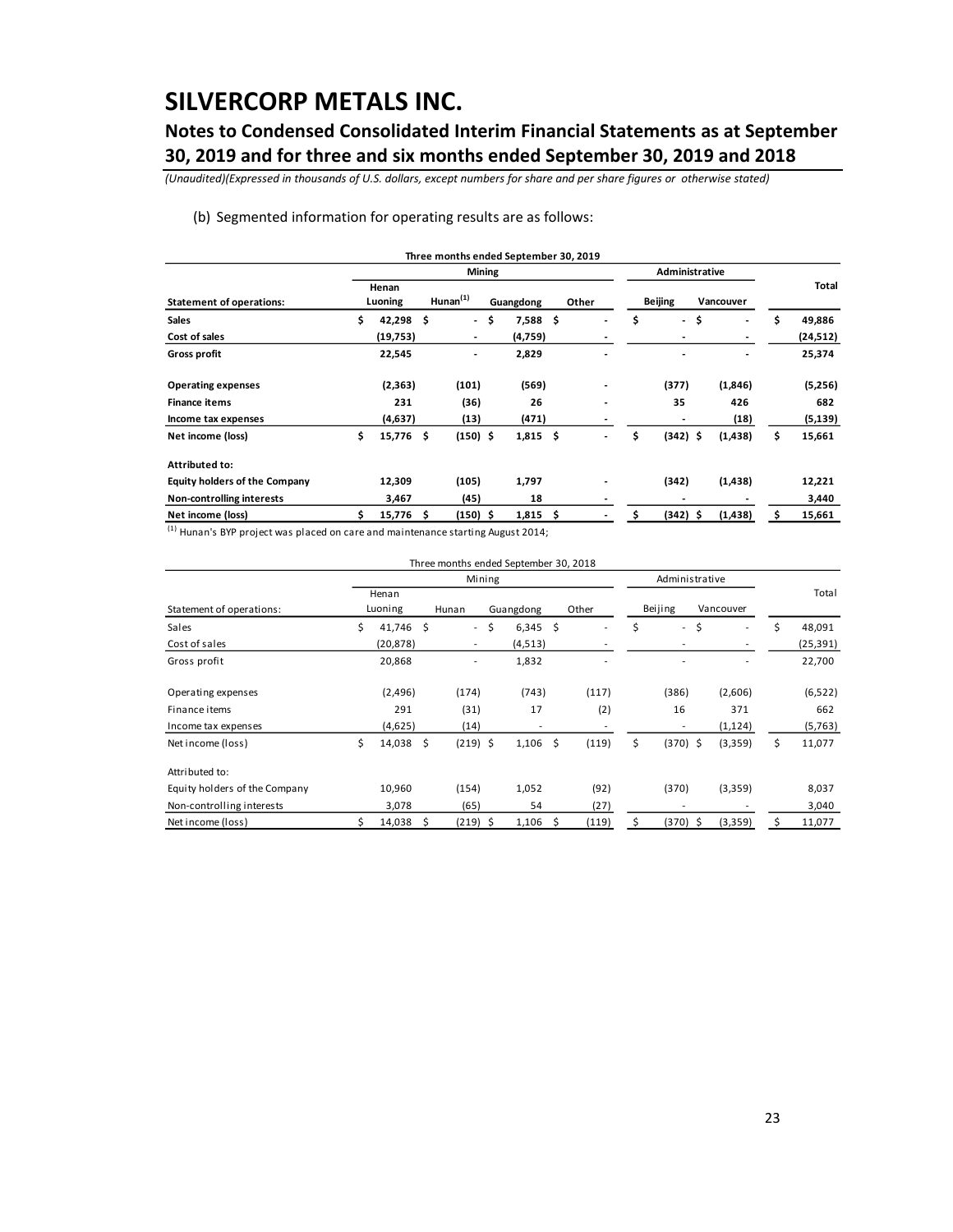# SILVERCORP METALS INC.

## Notes to Condensed Consolidated Interim Financial Statements as at September 30, 2019 and for three and six months ended September 30, 2019 and 2018

*(Unaudited)(Expressed in thousands of U.S. dollars, except numbers for share and per share figures or otherwise stated)*

(b) Segmented information for operating results are as follows:

| Three months ended September 30, 2019 | | | | | | | |
|---|---|---|---|---|---|---|---|
| | Mining | | | | Administrative | | |
| **Statement of operations:** | **Henan Luoning** | **Hunan[1]** | **Guangdong** | **Other** | **Beijing** | **Vancouver** | **Total** |
| **Sales** | **$ 42,298** | **$ -** | **$ 7,588** | **$ -** | **$ -** | **$ -** | **$ 49,886** |
| **Cost of sales** | **(19,753)** | **-** | **(4,759)** | **-** | **-** | **-** | **(24,512)** |
| **Gross profit** | **22,545** | **-** | **2,829** | **-** | **-** | **-** | **25,374** |
| | | | | | | | |
| **Operating expenses** | **(2,363)** | **(101)** | **(569)** | **-** | **(377)** | **(1,846)** | **(5,256)** |
| **Finance items** | **231** | **(36)** | **26** | **-** | **35** | **426** | **682** |
| **Income tax expenses** | **(4,637)** | **(13)** | **(471)** | **-** | **-** | **(18)** | **(5,139)** |
| **Net income (loss)** | **$ 15,776** | **$ (150)** | **$ 1,815** | **$ -** | **$ (342)** | **$ (1,438)** | **$ 15,661** |
| | | | | | | | |
| **Attributed to:** | | | | | | | |
| **Equity holders of the Company** | **12,309** | **(105)** | **1,797** | **-** | **(342)** | **(1,438)** | **12,221** |
| **Non-controlling interests** | **3,467** | **(45)** | **18** | **-** | **-** | **-** | **3,440** |
| **Net income (loss)** | **$ 15,776** | **$ (150)** | **$ 1,815** | **$ -** | **$ (342)** | **$ (1,438)** | **$ 15,661** |

[1] Hunan's BYP project was placed on care and maintenance starting August 2014;

| Three months ended September 30, 2018 | | | | | | | |
|---|---|---|---|---|---|---|---|
| | Mining | | | | Administrative | | |
| Statement of operations: | Henan Luoning | Hunan | Guangdong | Other | Beijing | Vancouver | Total |
| Sales | $ 41,746 | $ - | $ 6,345 | $ - | $ - | $ - | $ 48,091 |
| Cost of sales | (20,878) | - | (4,513) | - | - | - | (25,391) |
| Gross profit | 20,868 | - | 1,832 | - | - | - | 22,700 |
| | | | | | | | |
| Operating expenses | (2,496) | (174) | (743) | (117) | (386) | (2,606) | (6,522) |
| Finance items | 291 | (31) | 17 | (2) | 16 | 371 | 662 |
| Income tax expenses | (4,625) | (14) | - | - | - | (1,124) | (5,763) |
| Net income (loss) | $ 14,038 | $ (219) | $ 1,106 | $ (119) | $ (370) | $ (3,359) | $ 11,077 |
| | | | | | | | |
| Attributed to: | | | | | | | |
| Equity holders of the Company | 10,960 | (154) | 1,052 | (92) | (370) | (3,359) | 8,037 |
| Non-controlling interests | 3,078 | (65) | 54 | (27) | - | - | 3,040 |
| Net income (loss) | $ 14,038 | $ (219) | $ 1,106 | $ (119) | $ (370) | $ (3,359) | $ 11,077 |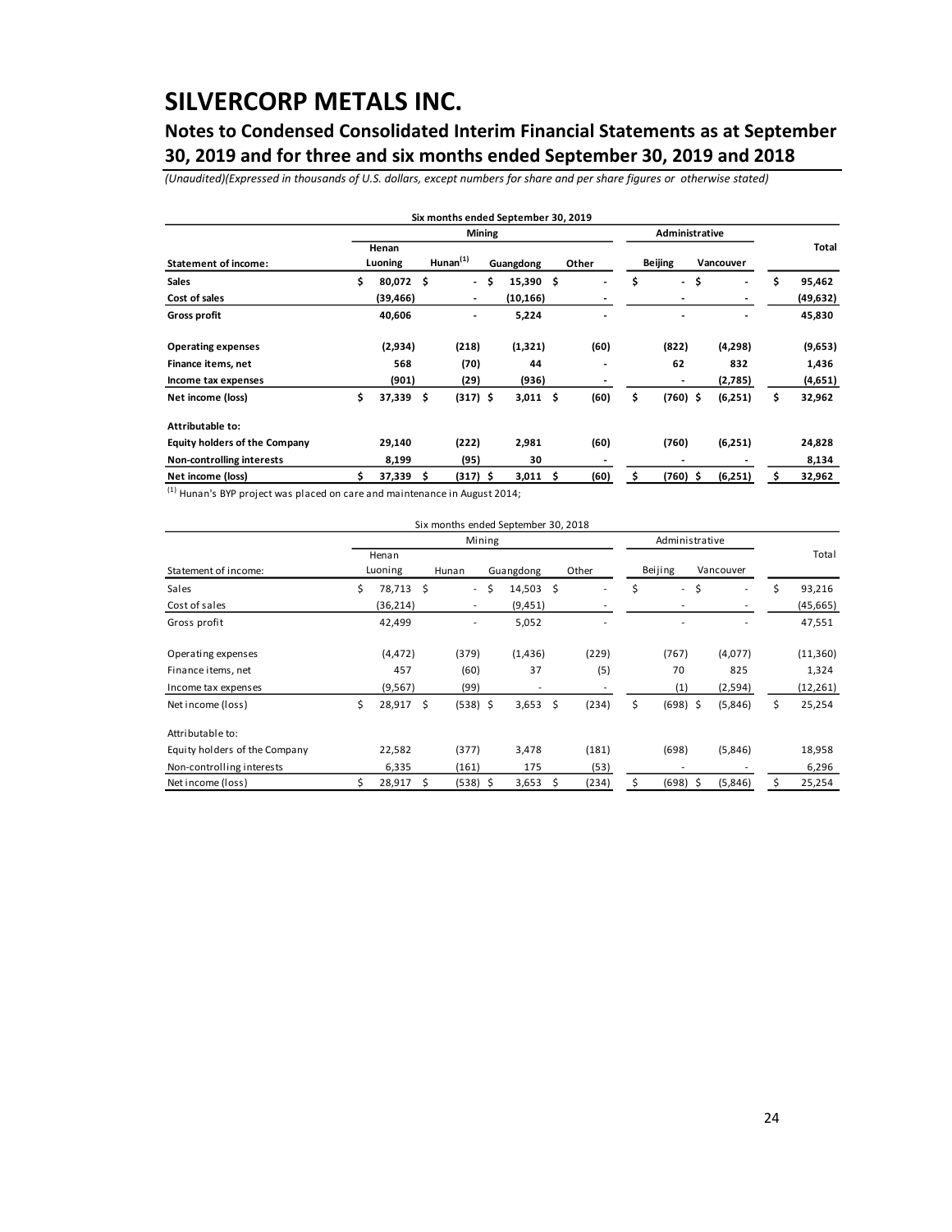# SILVERCORP METALS INC.

## Notes to Condensed Consolidated Interim Financial Statements as at September 30, 2019 and for three and six months ended September 30, 2019 and 2018

*(Unaudited)(Expressed in thousands of U.S. dollars, except numbers for share and per share figures or otherwise stated)*

| Six months ended September 30, 2019 | | | | | | | |
|---|---|---|---|---|---|---|---|
| | Mining | | | | Administrative | | Total |
| **Statement of income:** | **Henan Luoning** | **Hunan[1]** | **Guangdong** | **Other** | **Beijing** | **Vancouver** | |
| **Sales** | $ 80,072 | $ - | $ 15,390 | $ - | $ - | $ - | $ 95,462 |
| **Cost of sales** | (39,466) | - | (10,166) | - | - | - | (49,632) |
| **Gross profit** | 40,606 | - | 5,224 | - | - | - | 45,830 |
| | | | | | | | |
| **Operating expenses** | (2,934) | (218) | (1,321) | (60) | (822) | (4,298) | (9,653) |
| **Finance items, net** | 568 | (70) | 44 | - | 62 | 832 | 1,436 |
| **Income tax expenses** | (901) | (29) | (936) | - | - | (2,785) | (4,651) |
| **Net income (loss)** | $ 37,339 | $ (317) | $ 3,011 | $ (60) | $ (760) | $ (6,251) | $ 32,962 |
| | | | | | | | |
| **Attributable to:** | | | | | | | |
| **Equity holders of the Company** | 29,140 | (222) | 2,981 | (60) | (760) | (6,251) | 24,828 |
| **Non-controlling interests** | 8,199 | (95) | 30 | - | - | - | 8,134 |
| **Net income (loss)** | $ 37,339 | $ (317) | $ 3,011 | $ (60) | $ (760) | $ (6,251) | $ 32,962 |

[1] Hunan's BYP project was placed on care and maintenance in August 2014;

| Six months ended September 30, 2018 | | | | | | | |
|---|---|---|---|---|---|---|---|
| | Mining | | | | Administrative | | Total |
| Statement of income: | Henan Luoning | Hunan | Guangdong | Other | Beijing | Vancouver | |
| Sales | $ 78,713 | $ - | $ 14,503 | $ - | $ - | $ - | $ 93,216 |
| Cost of sales | (36,214) | - | (9,451) | - | - | - | (45,665) |
| Gross profit | 42,499 | - | 5,052 | - | - | - | 47,551 |
| | | | | | | | |
| Operating expenses | (4,472) | (379) | (1,436) | (229) | (767) | (4,077) | (11,360) |
| Finance items, net | 457 | (60) | 37 | (5) | 70 | 825 | 1,324 |
| Income tax expenses | (9,567) | (99) | - | - | (1) | (2,594) | (12,261) |
| Net income (loss) | $ 28,917 | $ (538) | $ 3,653 | $ (234) | $ (698) | $ (5,846) | $ 25,254 |
| | | | | | | | |
| Attributable to: | | | | | | | |
| Equity holders of the Company | 22,582 | (377) | 3,478 | (181) | (698) | (5,846) | 18,958 |
| Non-controlling interests | 6,335 | (161) | 175 | (53) | - | - | 6,296 |
| Net income (loss) | $ 28,917 | $ (538) | $ 3,653 | $ (234) | $ (698) | $ (5,846) | $ 25,254 |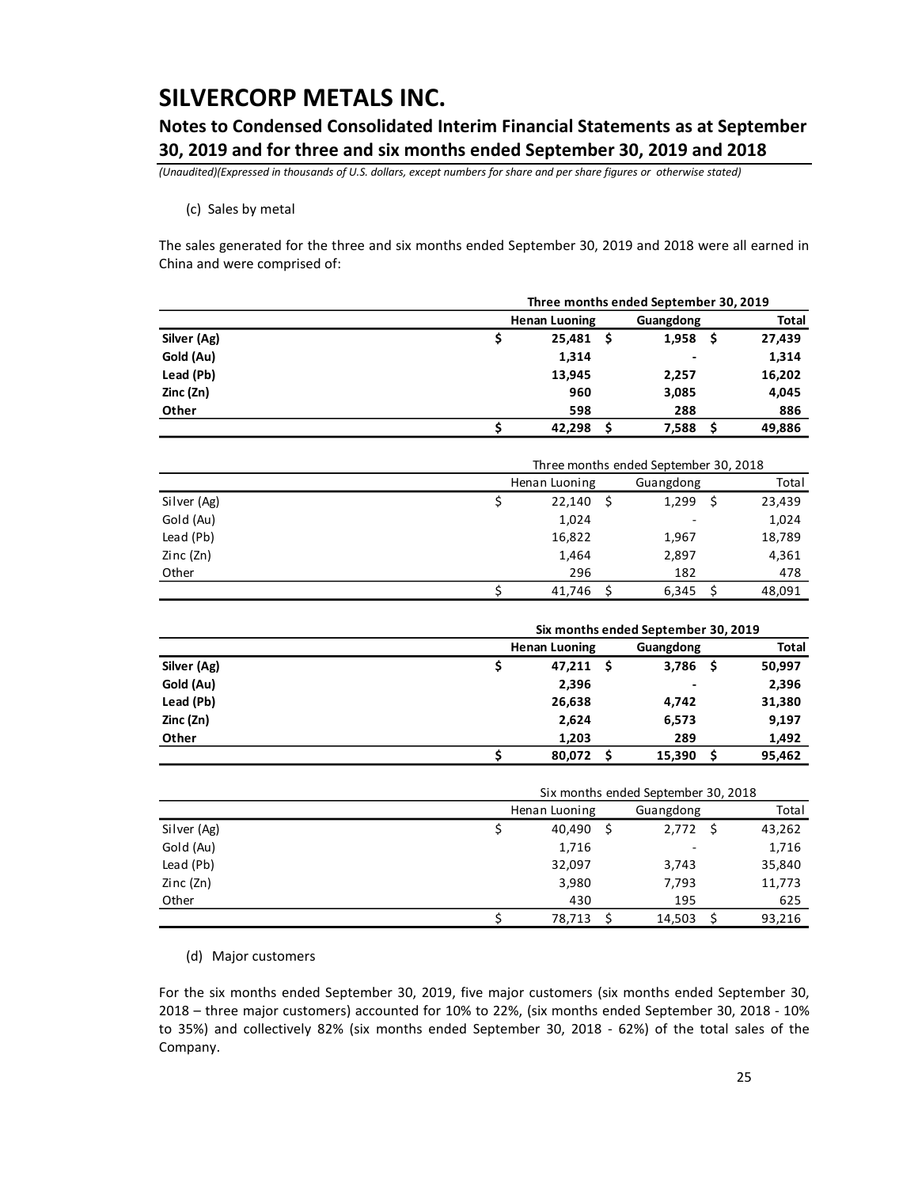(c) Sales by metal

The sales generated for the three and six months ended September 30, 2019 and 2018 were all earned in China and were comprised of:

| | Three months ended September 30, 2019 | | |
|---|---|---|---|
| | **Henan Luoning** | **Guangdong** | **Total** |
| **Silver (Ag)** | **$ 25,481** | **$ 1,958** | **$ 27,439** |
| **Gold (Au)** | **1,314** | **-** | **1,314** |
| **Lead (Pb)** | **13,945** | **2,257** | **16,202** |
| **Zinc (Zn)** | **960** | **3,085** | **4,045** |
| **Other** | **598** | **288** | **886** |
| | **$ 42,298** | **$ 7,588** | **$ 49,886** |

| | Three months ended September 30, 2018 | | |
|---|---|---|---|
| | Henan Luoning | Guangdong | Total |
| Silver (Ag) | $ 22,140 | $ 1,299 | $ 23,439 |
| Gold (Au) | 1,024 | - | 1,024 |
| Lead (Pb) | 16,822 | 1,967 | 18,789 |
| Zinc (Zn) | 1,464 | 2,897 | 4,361 |
| Other | 296 | 182 | 478 |
| | $ 41,746 | $ 6,345 | $ 48,091 |

| | Six months ended September 30, 2019 | | |
|---|---|---|---|
| | **Henan Luoning** | **Guangdong** | **Total** |
| **Silver (Ag)** | **$ 47,211** | **$ 3,786** | **$ 50,997** |
| **Gold (Au)** | **2,396** | **-** | **2,396** |
| **Lead (Pb)** | **26,638** | **4,742** | **31,380** |
| **Zinc (Zn)** | **2,624** | **6,573** | **9,197** |
| **Other** | **1,203** | **289** | **1,492** |
| | **$ 80,072** | **$ 15,390** | **$ 95,462** |

| | Six months ended September 30, 2018 | | |
|---|---|---|---|
| | Henan Luoning | Guangdong | Total |
| Silver (Ag) | $ 40,490 | $ 2,772 | $ 43,262 |
| Gold (Au) | 1,716 | - | 1,716 |
| Lead (Pb) | 32,097 | 3,743 | 35,840 |
| Zinc (Zn) | 3,980 | 7,793 | 11,773 |
| Other | 430 | 195 | 625 |
| | $ 78,713 | $ 14,503 | $ 93,216 |

(d) Major customers

For the six months ended September 30, 2019, five major customers (six months ended September 30, 2018 – three major customers) accounted for 10% to 22%, (six months ended September 30, 2018 - 10% to 35%) and collectively 82% (six months ended September 30, 2018 - 62%) of the total sales of the Company.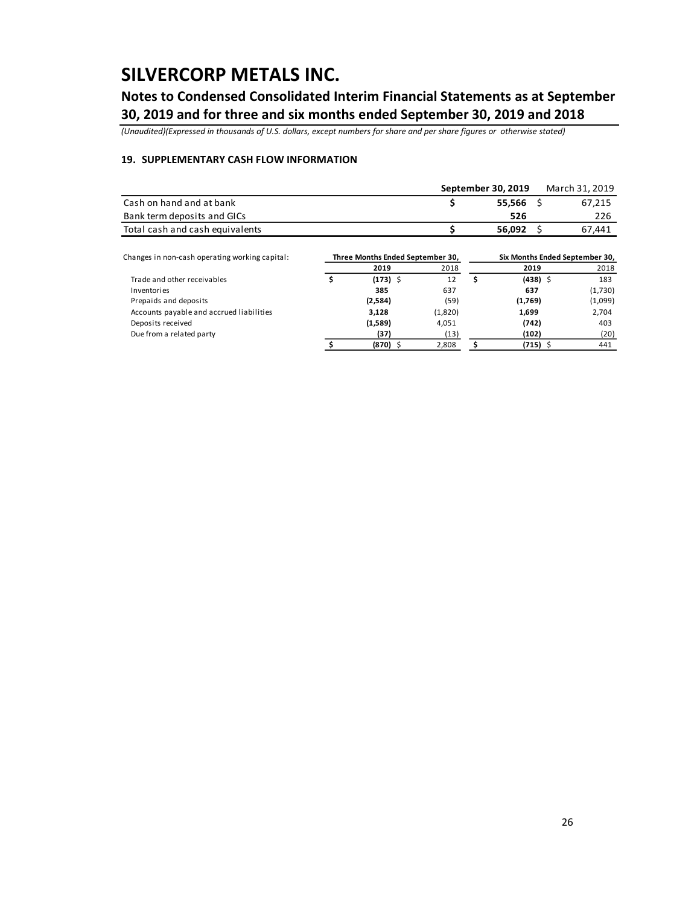# SILVERCORP METALS INC.

## Notes to Condensed Consolidated Interim Financial Statements as at September 30, 2019 and for three and six months ended September 30, 2019 and 2018

*(Unaudited)(Expressed in thousands of U.S. dollars, except numbers for share and per share figures or otherwise stated)*

### 19. SUPPLEMENTARY CASH FLOW INFORMATION

| | September 30, 2019 | March 31, 2019 |
|---|---|---|
| Cash on hand and at bank | $ 55,566 | $ 67,215 |
| Bank term deposits and GICs | 526 | 226 |
| Total cash and cash equivalents | $ 56,092 | $ 67,441 |

| Changes in non-cash operating working capital: | Three Months Ended September 30, | | Six Months Ended September 30, | |
|---|---|---|---|---|
| | 2019 | 2018 | 2019 | 2018 |
| Trade and other receivables | $ (173) | $ 12 | $ (438) | $ 183 |
| Inventories | 385 | 637 | 637 | (1,730) |
| Prepaids and deposits | (2,584) | (59) | (1,769) | (1,099) |
| Accounts payable and accrued liabilities | 3,128 | (1,820) | 1,699 | 2,704 |
| Deposits received | (1,589) | 4,051 | (742) | 403 |
| Due from a related party | (37) | (13) | (102) | (20) |
| | $ (870) | $ 2,808 | $ (715) | $ 441 |